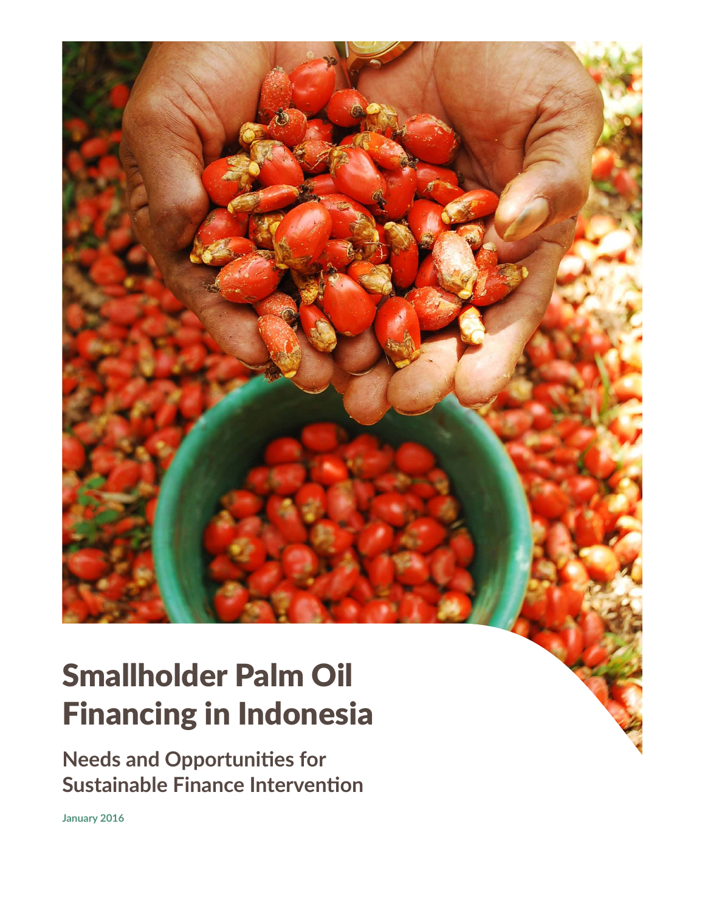# Smallholder Palm Oil Financing in Indonesia

## Needs and Opportunities for Sustainable Finance Intervention

January 2016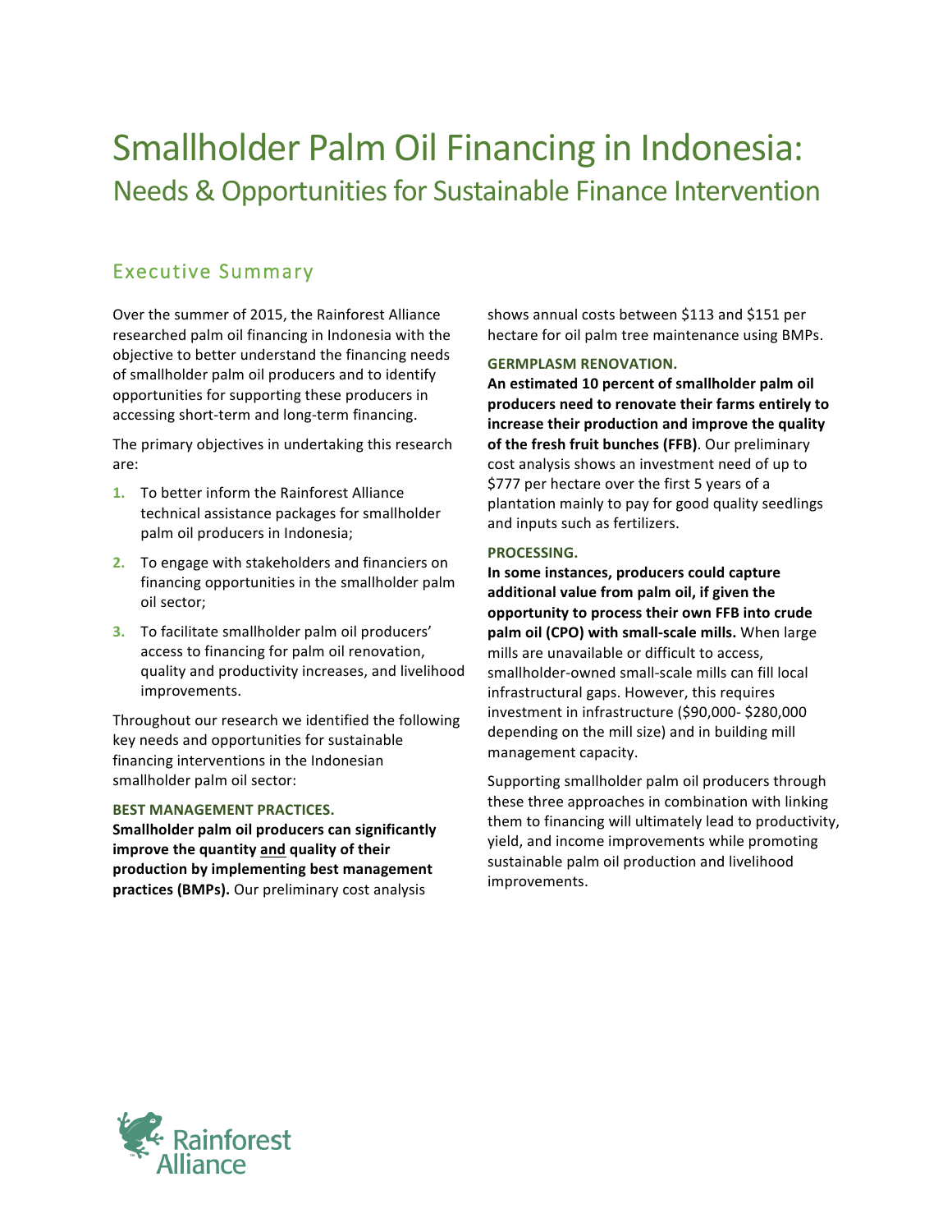# Smallholder Palm Oil Financing in Indonesia:

## Needs & Opportunities for Sustainable Finance Intervention

### Executive Summary

Over the summer of 2015, the Rainforest Alliance researched palm oil financing in Indonesia with the objective to better understand the financing needs of smallholder palm oil producers and to identify opportunities for supporting these producers in accessing short-term and long-term financing.

The primary objectives in undertaking this research are:

1. To better inform the Rainforest Alliance technical assistance packages for smallholder palm oil producers in Indonesia;
2. To engage with stakeholders and financiers on financing opportunities in the smallholder palm oil sector;
3. To facilitate smallholder palm oil producers' access to financing for palm oil renovation, quality and productivity increases, and livelihood improvements.

Throughout our research we identified the following key needs and opportunities for sustainable financing interventions in the Indonesian smallholder palm oil sector:

#### BEST MANAGEMENT PRACTICES.

**Smallholder palm oil producers can significantly improve the quantity and quality of their production by implementing best management practices (BMPs).** Our preliminary cost analysis shows annual costs between $113 and $151 per hectare for oil palm tree maintenance using BMPs.

#### GERMPLASM RENOVATION.

**An estimated 10 percent of smallholder palm oil producers need to renovate their farms entirely to increase their production and improve the quality of the fresh fruit bunches (FFB).** Our preliminary cost analysis shows an investment need of up to $777 per hectare over the first 5 years of a plantation mainly to pay for good quality seedlings and inputs such as fertilizers.

#### PROCESSING.

**In some instances, producers could capture additional value from palm oil, if given the opportunity to process their own FFB into crude palm oil (CPO) with small-scale mills.** When large mills are unavailable or difficult to access, smallholder-owned small-scale mills can fill local infrastructural gaps. However, this requires investment in infrastructure ($90,000- $280,000 depending on the mill size) and in building mill management capacity.

Supporting smallholder palm oil producers through these three approaches in combination with linking them to financing will ultimately lead to productivity, yield, and income improvements while promoting sustainable palm oil production and livelihood improvements.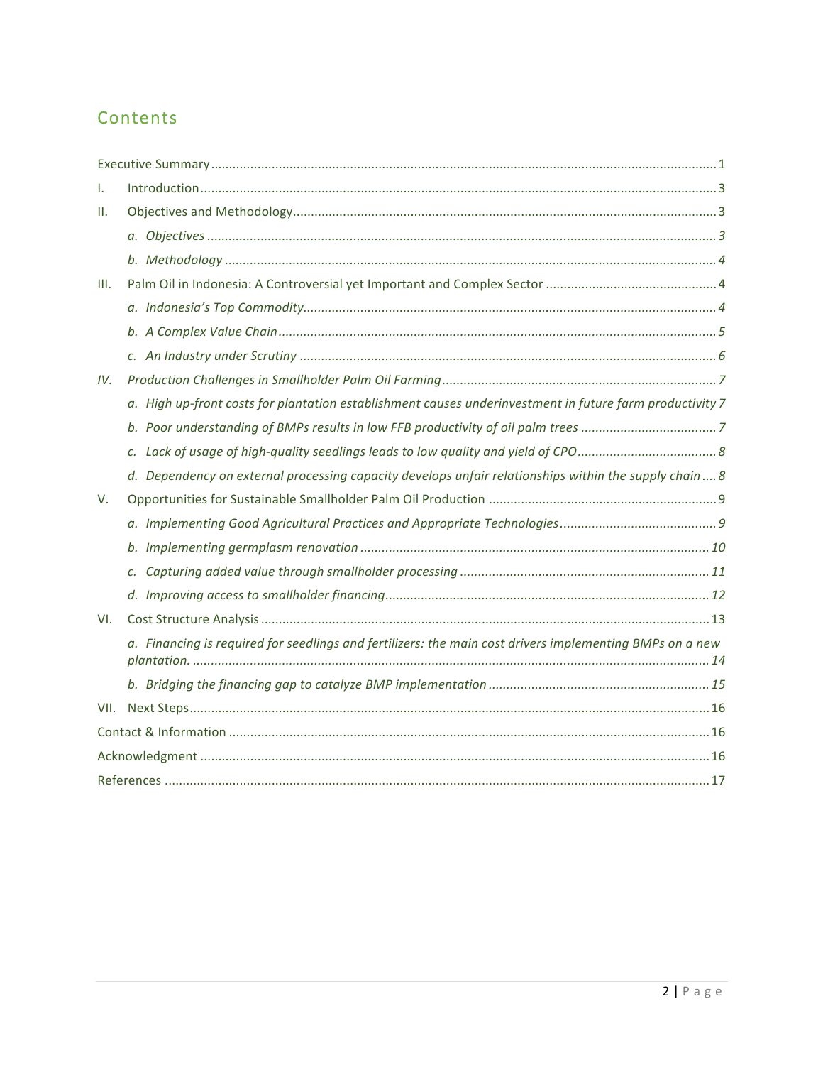## Contents

Executive Summary ... 1

I. Introduction ... 3

II. Objectives and Methodology ... 3

- *a. Objectives ... 3*
- *b. Methodology ... 4*

III. Palm Oil in Indonesia: A Controversial yet Important and Complex Sector ... 4

- *a. Indonesia's Top Commodity ... 4*
- *b. A Complex Value Chain ... 5*
- *c. An Industry under Scrutiny ... 6*

*IV. Production Challenges in Smallholder Palm Oil Farming ... 7*

- *a. High up-front costs for plantation establishment causes underinvestment in future farm productivity 7*
- *b. Poor understanding of BMPs results in low FFB productivity of oil palm trees ... 7*
- *c. Lack of usage of high-quality seedlings leads to low quality and yield of CPO ... 8*
- *d. Dependency on external processing capacity develops unfair relationships within the supply chain ... 8*

V. Opportunities for Sustainable Smallholder Palm Oil Production ... 9

- *a. Implementing Good Agricultural Practices and Appropriate Technologies ... 9*
- *b. Implementing germplasm renovation ... 10*
- *c. Capturing added value through smallholder processing ... 11*
- *d. Improving access to smallholder financing ... 12*

VI. Cost Structure Analysis ... 13

- *a. Financing is required for seedlings and fertilizers: the main cost drivers implementing BMPs on a new plantation. ... 14*
- *b. Bridging the financing gap to catalyze BMP implementation ... 15*

VII. Next Steps ... 16

Contact & Information ... 16

Acknowledgment ... 16

References ... 17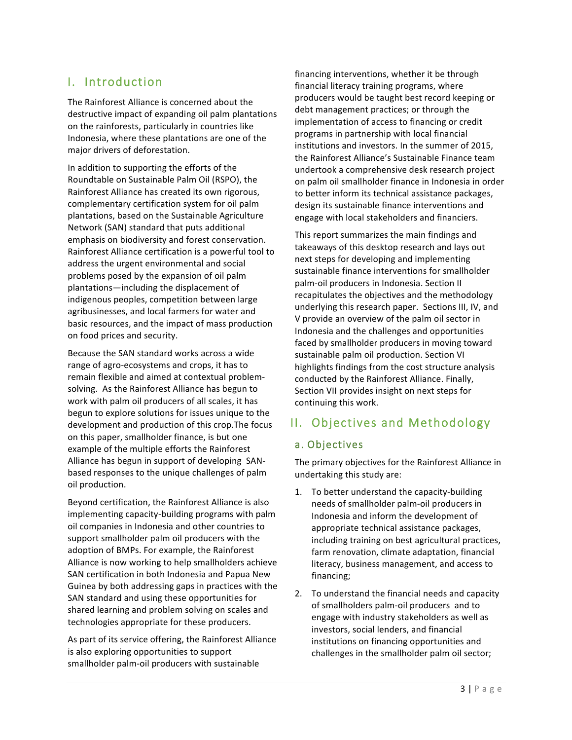# I. Introduction

The Rainforest Alliance is concerned about the destructive impact of expanding oil palm plantations on the rainforests, particularly in countries like Indonesia, where these plantations are one of the major drivers of deforestation.

In addition to supporting the efforts of the Roundtable on Sustainable Palm Oil (RSPO), the Rainforest Alliance has created its own rigorous, complementary certification system for oil palm plantations, based on the Sustainable Agriculture Network (SAN) standard that puts additional emphasis on biodiversity and forest conservation. Rainforest Alliance certification is a powerful tool to address the urgent environmental and social problems posed by the expansion of oil palm plantations—including the displacement of indigenous peoples, competition between large agribusinesses, and local farmers for water and basic resources, and the impact of mass production on food prices and security.

Because the SAN standard works across a wide range of agro-ecosystems and crops, it has to remain flexible and aimed at contextual problem-solving. As the Rainforest Alliance has begun to work with palm oil producers of all scales, it has begun to explore solutions for issues unique to the development and production of this crop.The focus on this paper, smallholder finance, is but one example of the multiple efforts the Rainforest Alliance has begun in support of developing SAN-based responses to the unique challenges of palm oil production.

Beyond certification, the Rainforest Alliance is also implementing capacity-building programs with palm oil companies in Indonesia and other countries to support smallholder palm oil producers with the adoption of BMPs. For example, the Rainforest Alliance is now working to help smallholders achieve SAN certification in both Indonesia and Papua New Guinea by both addressing gaps in practices with the SAN standard and using these opportunities for shared learning and problem solving on scales and technologies appropriate for these producers.

As part of its service offering, the Rainforest Alliance is also exploring opportunities to support smallholder palm-oil producers with sustainable financing interventions, whether it be through financial literacy training programs, where producers would be taught best record keeping or debt management practices; or through the implementation of access to financing or credit programs in partnership with local financial institutions and investors. In the summer of 2015, the Rainforest Alliance's Sustainable Finance team undertook a comprehensive desk research project on palm oil smallholder finance in Indonesia in order to better inform its technical assistance packages, design its sustainable finance interventions and engage with local stakeholders and financiers.

This report summarizes the main findings and takeaways of this desktop research and lays out next steps for developing and implementing sustainable finance interventions for smallholder palm-oil producers in Indonesia. Section II recapitulates the objectives and the methodology underlying this research paper. Sections III, IV, and V provide an overview of the palm oil sector in Indonesia and the challenges and opportunities faced by smallholder producers in moving toward sustainable palm oil production. Section VI highlights findings from the cost structure analysis conducted by the Rainforest Alliance. Finally, Section VII provides insight on next steps for continuing this work.

# II. Objectives and Methodology

## a. Objectives

The primary objectives for the Rainforest Alliance in undertaking this study are:

1. To better understand the capacity-building needs of smallholder palm-oil producers in Indonesia and inform the development of appropriate technical assistance packages, including training on best agricultural practices, farm renovation, climate adaptation, financial literacy, business management, and access to financing;
2. To understand the financial needs and capacity of smallholders palm-oil producers and to engage with industry stakeholders as well as investors, social lenders, and financial institutions on financing opportunities and challenges in the smallholder palm oil sector;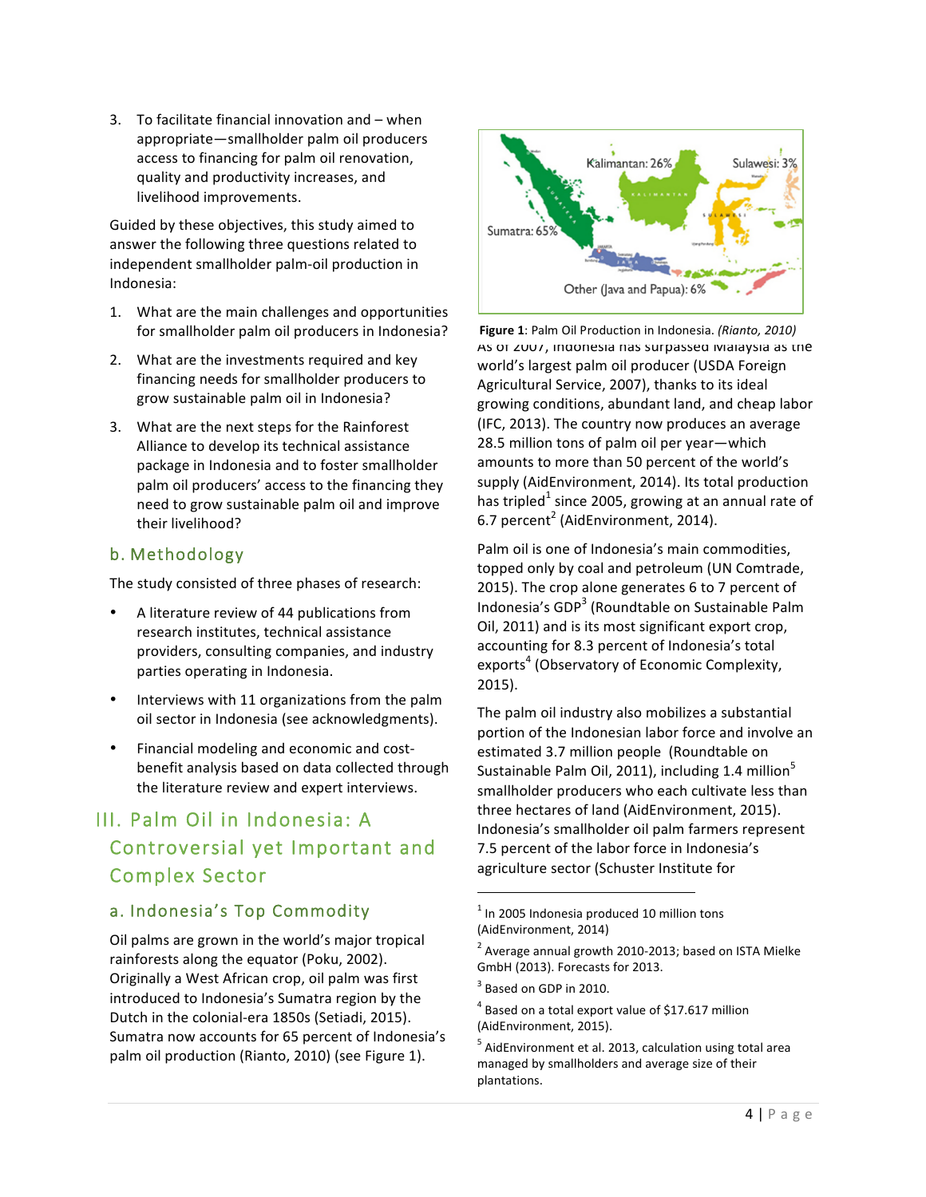3. To facilitate financial innovation and – when appropriate—smallholder palm oil producers access to financing for palm oil renovation, quality and productivity increases, and livelihood improvements.

Guided by these objectives, this study aimed to answer the following three questions related to independent smallholder palm-oil production in Indonesia:

1. What are the main challenges and opportunities for smallholder palm oil producers in Indonesia?
2. What are the investments required and key financing needs for smallholder producers to grow sustainable palm oil in Indonesia?
3. What are the next steps for the Rainforest Alliance to develop its technical assistance package in Indonesia and to foster smallholder palm oil producers' access to the financing they need to grow sustainable palm oil and improve their livelihood?

## b. Methodology

The study consisted of three phases of research:

- A literature review of 44 publications from research institutes, technical assistance providers, consulting companies, and industry parties operating in Indonesia.
- Interviews with 11 organizations from the palm oil sector in Indonesia (see acknowledgments).
- Financial modeling and economic and cost-benefit analysis based on data collected through the literature review and expert interviews.

# III. Palm Oil in Indonesia: A Controversial yet Important and Complex Sector

## a. Indonesia's Top Commodity

Oil palms are grown in the world's major tropical rainforests along the equator (Poku, 2002). Originally a West African crop, oil palm was first introduced to Indonesia's Sumatra region by the Dutch in the colonial-era 1850s (Setiadi, 2015). Sumatra now accounts for 65 percent of Indonesia's palm oil production (Rianto, 2010) (see Figure 1).

Kalimantan: 26%
Sulawesi: 3%
Sumatra: 65%
Other (Java and Papua): 6%

**Figure 1**: Palm Oil Production in Indonesia. *(Rianto, 2010)*

As of 2007, Indonesia has surpassed Malaysia as the world's largest palm oil producer (USDA Foreign Agricultural Service, 2007), thanks to its ideal growing conditions, abundant land, and cheap labor (IFC, 2013). The country now produces an average 28.5 million tons of palm oil per year—which amounts to more than 50 percent of the world's supply (AidEnvironment, 2014). Its total production has tripled[1] since 2005, growing at an annual rate of 6.7 percent[2] (AidEnvironment, 2014).

Palm oil is one of Indonesia's main commodities, topped only by coal and petroleum (UN Comtrade, 2015). The crop alone generates 6 to 7 percent of Indonesia's GDP[3] (Roundtable on Sustainable Palm Oil, 2011) and is its most significant export crop, accounting for 8.3 percent of Indonesia's total exports[4] (Observatory of Economic Complexity, 2015).

The palm oil industry also mobilizes a substantial portion of the Indonesian labor force and involve an estimated 3.7 million people (Roundtable on Sustainable Palm Oil, 2011), including 1.4 million[5] smallholder producers who each cultivate less than three hectares of land (AidEnvironment, 2015). Indonesia's smallholder oil palm farmers represent 7.5 percent of the labor force in Indonesia's agriculture sector (Schuster Institute for

---

[1] In 2005 Indonesia produced 10 million tons (AidEnvironment, 2014)

[2] Average annual growth 2010-2013; based on ISTA Mielke GmbH (2013). Forecasts for 2013.

[3] Based on GDP in 2010.

[4] Based on a total export value of $17.617 million (AidEnvironment, 2015).

[5] AidEnvironment et al. 2013, calculation using total area managed by smallholders and average size of their plantations.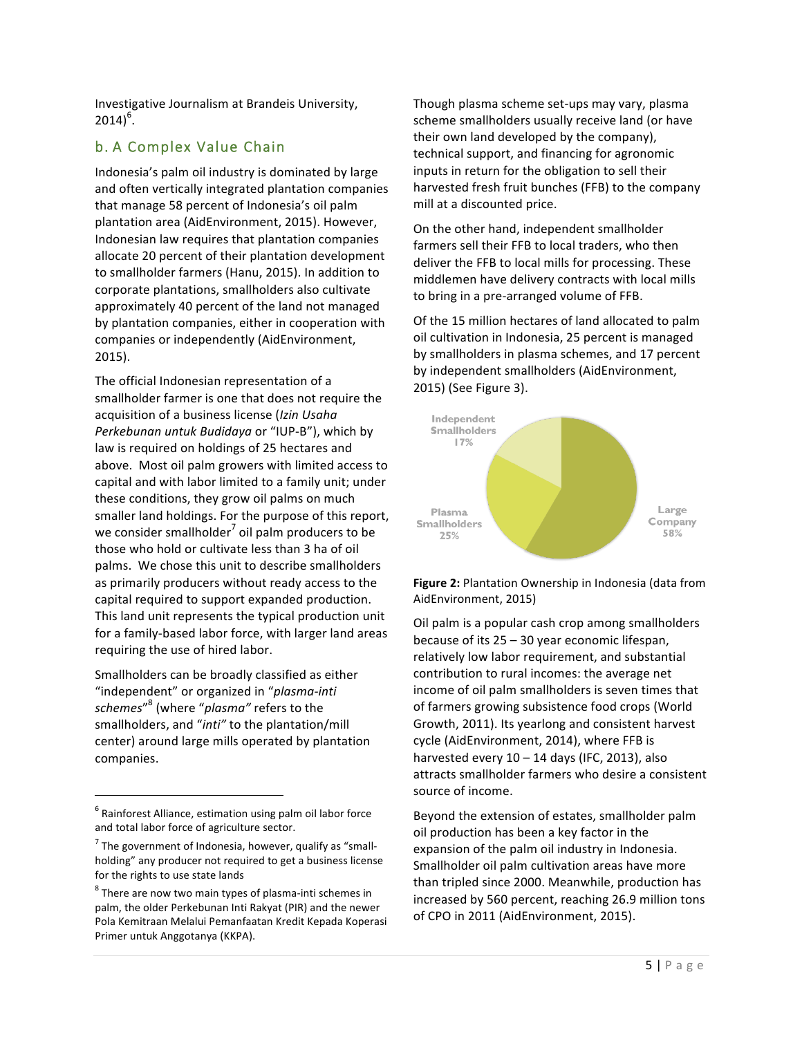Investigative Journalism at Brandeis University, 2014)[6].

## b. A Complex Value Chain

Indonesia's palm oil industry is dominated by large and often vertically integrated plantation companies that manage 58 percent of Indonesia's oil palm plantation area (AidEnvironment, 2015). However, Indonesian law requires that plantation companies allocate 20 percent of their plantation development to smallholder farmers (Hanu, 2015). In addition to corporate plantations, smallholders also cultivate approximately 40 percent of the land not managed by plantation companies, either in cooperation with companies or independently (AidEnvironment, 2015).

The official Indonesian representation of a smallholder farmer is one that does not require the acquisition of a business license (*Izin Usaha Perkebunan untuk Budidaya* or "IUP-B"), which by law is required on holdings of 25 hectares and above. Most oil palm growers with limited access to capital and with labor limited to a family unit; under these conditions, they grow oil palms on much smaller land holdings. For the purpose of this report, we consider smallholder[7] oil palm producers to be those who hold or cultivate less than 3 ha of oil palms. We chose this unit to describe smallholders as primarily producers without ready access to the capital required to support expanded production. This land unit represents the typical production unit for a family-based labor force, with larger land areas requiring the use of hired labor.

Smallholders can be broadly classified as either "independent" or organized in "*plasma-inti schemes*"[8] (where "*plasma"* refers to the smallholders, and "*inti"* to the plantation/mill center) around large mills operated by plantation companies.

Though plasma scheme set-ups may vary, plasma scheme smallholders usually receive land (or have their own land developed by the company), technical support, and financing for agronomic inputs in return for the obligation to sell their harvested fresh fruit bunches (FFB) to the company mill at a discounted price.

On the other hand, independent smallholder farmers sell their FFB to local traders, who then deliver the FFB to local mills for processing. These middlemen have delivery contracts with local mills to bring in a pre-arranged volume of FFB.

Of the 15 million hectares of land allocated to palm oil cultivation in Indonesia, 25 percent is managed by smallholders in plasma schemes, and 17 percent by independent smallholders (AidEnvironment, 2015) (See Figure 3).

Independent Smallholders 17%

Plasma Smallholders 25%

Large Company 58%

**Figure 2:** Plantation Ownership in Indonesia (data from AidEnvironment, 2015)

Oil palm is a popular cash crop among smallholders because of its 25 – 30 year economic lifespan, relatively low labor requirement, and substantial contribution to rural incomes: the average net income of oil palm smallholders is seven times that of farmers growing subsistence food crops (World Growth, 2011). Its yearlong and consistent harvest cycle (AidEnvironment, 2014), where FFB is harvested every 10 – 14 days (IFC, 2013), also attracts smallholder farmers who desire a consistent source of income.

Beyond the extension of estates, smallholder palm oil production has been a key factor in the expansion of the palm oil industry in Indonesia. Smallholder oil palm cultivation areas have more than tripled since 2000. Meanwhile, production has increased by 560 percent, reaching 26.9 million tons of CPO in 2011 (AidEnvironment, 2015).

---

[6] Rainforest Alliance, estimation using palm oil labor force and total labor force of agriculture sector.

[7] The government of Indonesia, however, qualify as "small-holding" any producer not required to get a business license for the rights to use state lands

[8] There are now two main types of plasma-inti schemes in palm, the older Perkebunan Inti Rakyat (PIR) and the newer Pola Kemitraan Melalui Pemanfaatan Kredit Kepada Koperasi Primer untuk Anggotanya (KKPA).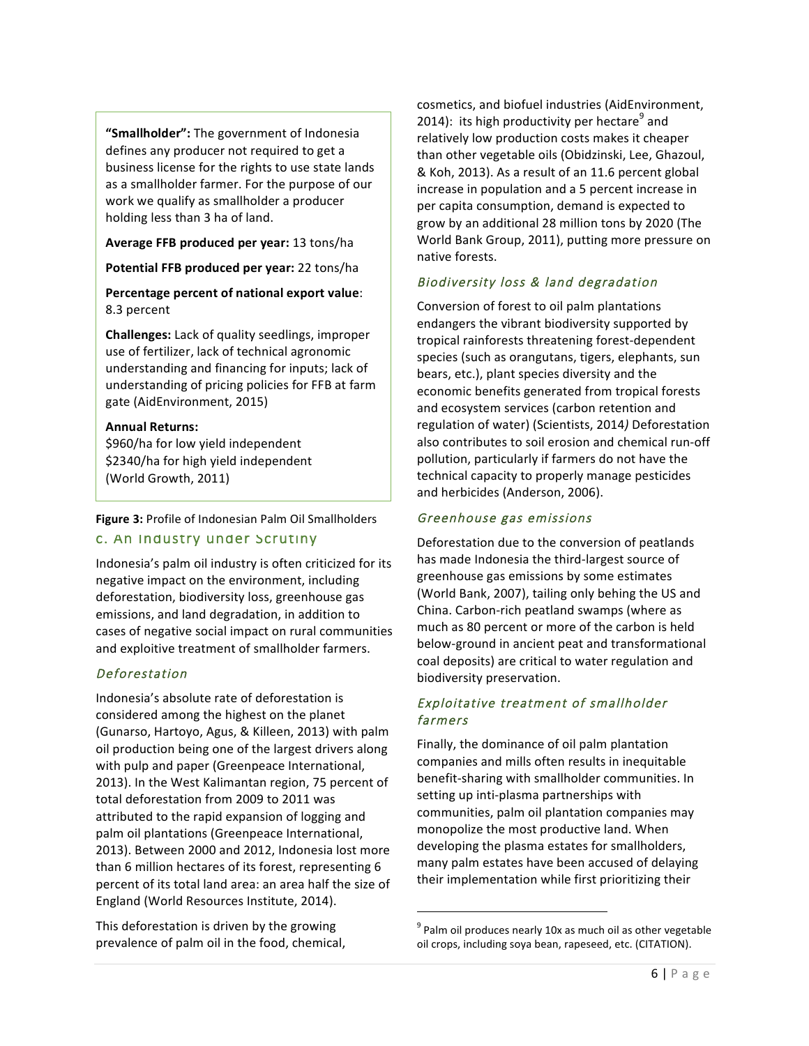**"Smallholder":** The government of Indonesia defines any producer not required to get a business license for the rights to use state lands as a smallholder farmer. For the purpose of our work we qualify as smallholder a producer holding less than 3 ha of land.

**Average FFB produced per year:** 13 tons/ha

**Potential FFB produced per year:** 22 tons/ha

**Percentage percent of national export value**: 8.3 percent

**Challenges:** Lack of quality seedlings, improper use of fertilizer, lack of technical agronomic understanding and financing for inputs; lack of understanding of pricing policies for FFB at farm gate (AidEnvironment, 2015)

**Annual Returns:**
$960/ha for low yield independent
$2340/ha for high yield independent
(World Growth, 2011)

**Figure 3:** Profile of Indonesian Palm Oil Smallholders

## c. An Industry under Scrutiny

Indonesia's palm oil industry is often criticized for its negative impact on the environment, including deforestation, biodiversity loss, greenhouse gas emissions, and land degradation, in addition to cases of negative social impact on rural communities and exploitive treatment of smallholder farmers.

### *Deforestation*

Indonesia's absolute rate of deforestation is considered among the highest on the planet (Gunarso, Hartoyo, Agus, & Killeen, 2013) with palm oil production being one of the largest drivers along with pulp and paper (Greenpeace International, 2013). In the West Kalimantan region, 75 percent of total deforestation from 2009 to 2011 was attributed to the rapid expansion of logging and palm oil plantations (Greenpeace International, 2013). Between 2000 and 2012, Indonesia lost more than 6 million hectares of its forest, representing 6 percent of its total land area: an area half the size of England (World Resources Institute, 2014).

This deforestation is driven by the growing prevalence of palm oil in the food, chemical, cosmetics, and biofuel industries (AidEnvironment, 2014): its high productivity per hectare[9] and relatively low production costs makes it cheaper than other vegetable oils (Obidzinski, Lee, Ghazoul, & Koh, 2013). As a result of an 11.6 percent global increase in population and a 5 percent increase in per capita consumption, demand is expected to grow by an additional 28 million tons by 2020 (The World Bank Group, 2011), putting more pressure on native forests.

### *Biodiversity loss & land degradation*

Conversion of forest to oil palm plantations endangers the vibrant biodiversity supported by tropical rainforests threatening forest-dependent species (such as orangutans, tigers, elephants, sun bears, etc.), plant species diversity and the economic benefits generated from tropical forests and ecosystem services (carbon retention and regulation of water) (Scientists, 2014*)* Deforestation also contributes to soil erosion and chemical run-off pollution, particularly if farmers do not have the technical capacity to properly manage pesticides and herbicides (Anderson, 2006).

### *Greenhouse gas emissions*

Deforestation due to the conversion of peatlands has made Indonesia the third-largest source of greenhouse gas emissions by some estimates (World Bank, 2007), tailing only behing the US and China. Carbon-rich peatland swamps (where as much as 80 percent or more of the carbon is held below-ground in ancient peat and transformational coal deposits) are critical to water regulation and biodiversity preservation.

### *Exploitative treatment of smallholder farmers*

Finally, the dominance of oil palm plantation companies and mills often results in inequitable benefit-sharing with smallholder communities. In setting up inti-plasma partnerships with communities, palm oil plantation companies may monopolize the most productive land. When developing the plasma estates for smallholders, many palm estates have been accused of delaying their implementation while first prioritizing their

[9] Palm oil produces nearly 10x as much oil as other vegetable oil crops, including soya bean, rapeseed, etc. (CITATION).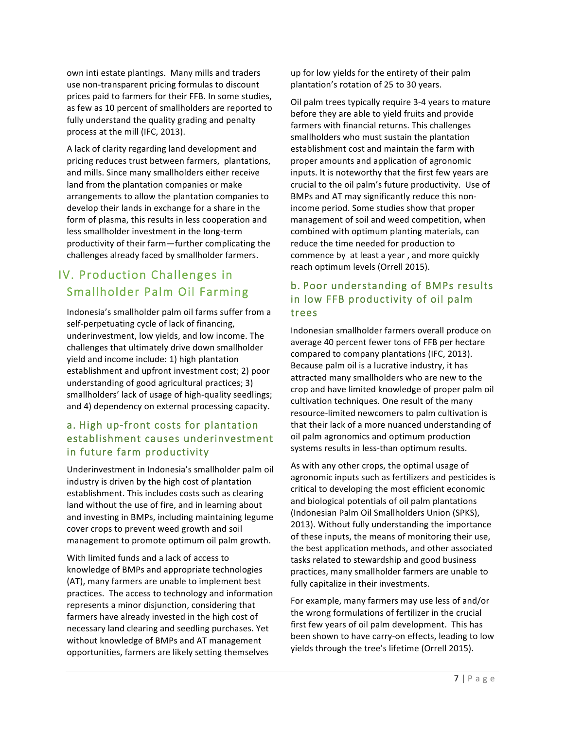own inti estate plantings. Many mills and traders use non-transparent pricing formulas to discount prices paid to farmers for their FFB. In some studies, as few as 10 percent of smallholders are reported to fully understand the quality grading and penalty process at the mill (IFC, 2013).

A lack of clarity regarding land development and pricing reduces trust between farmers, plantations, and mills. Since many smallholders either receive land from the plantation companies or make arrangements to allow the plantation companies to develop their lands in exchange for a share in the form of plasma, this results in less cooperation and less smallholder investment in the long-term productivity of their farm—further complicating the challenges already faced by smallholder farmers.

# IV. Production Challenges in Smallholder Palm Oil Farming

Indonesia's smallholder palm oil farms suffer from a self-perpetuating cycle of lack of financing, underinvestment, low yields, and low income. The challenges that ultimately drive down smallholder yield and income include: 1) high plantation establishment and upfront investment cost; 2) poor understanding of good agricultural practices; 3) smallholders' lack of usage of high-quality seedlings; and 4) dependency on external processing capacity.

## a. High up-front costs for plantation establishment causes underinvestment in future farm productivity

Underinvestment in Indonesia's smallholder palm oil industry is driven by the high cost of plantation establishment. This includes costs such as clearing land without the use of fire, and in learning about and investing in BMPs, including maintaining legume cover crops to prevent weed growth and soil management to promote optimum oil palm growth.

With limited funds and a lack of access to knowledge of BMPs and appropriate technologies (AT), many farmers are unable to implement best practices. The access to technology and information represents a minor disjunction, considering that farmers have already invested in the high cost of necessary land clearing and seedling purchases. Yet without knowledge of BMPs and AT management opportunities, farmers are likely setting themselves up for low yields for the entirety of their palm plantation's rotation of 25 to 30 years.

Oil palm trees typically require 3-4 years to mature before they are able to yield fruits and provide farmers with financial returns. This challenges smallholders who must sustain the plantation establishment cost and maintain the farm with proper amounts and application of agronomic inputs. It is noteworthy that the first few years are crucial to the oil palm's future productivity. Use of BMPs and AT may significantly reduce this non-income period. Some studies show that proper management of soil and weed competition, when combined with optimum planting materials, can reduce the time needed for production to commence by at least a year , and more quickly reach optimum levels (Orrell 2015).

## b. Poor understanding of BMPs results in low FFB productivity of oil palm trees

Indonesian smallholder farmers overall produce on average 40 percent fewer tons of FFB per hectare compared to company plantations (IFC, 2013). Because palm oil is a lucrative industry, it has attracted many smallholders who are new to the crop and have limited knowledge of proper palm oil cultivation techniques. One result of the many resource-limited newcomers to palm cultivation is that their lack of a more nuanced understanding of oil palm agronomics and optimum production systems results in less-than optimum results.

As with any other crops, the optimal usage of agronomic inputs such as fertilizers and pesticides is critical to developing the most efficient economic and biological potentials of oil palm plantations (Indonesian Palm Oil Smallholders Union (SPKS), 2013). Without fully understanding the importance of these inputs, the means of monitoring their use, the best application methods, and other associated tasks related to stewardship and good business practices, many smallholder farmers are unable to fully capitalize in their investments.

For example, many farmers may use less of and/or the wrong formulations of fertilizer in the crucial first few years of oil palm development. This has been shown to have carry-on effects, leading to low yields through the tree's lifetime (Orrell 2015).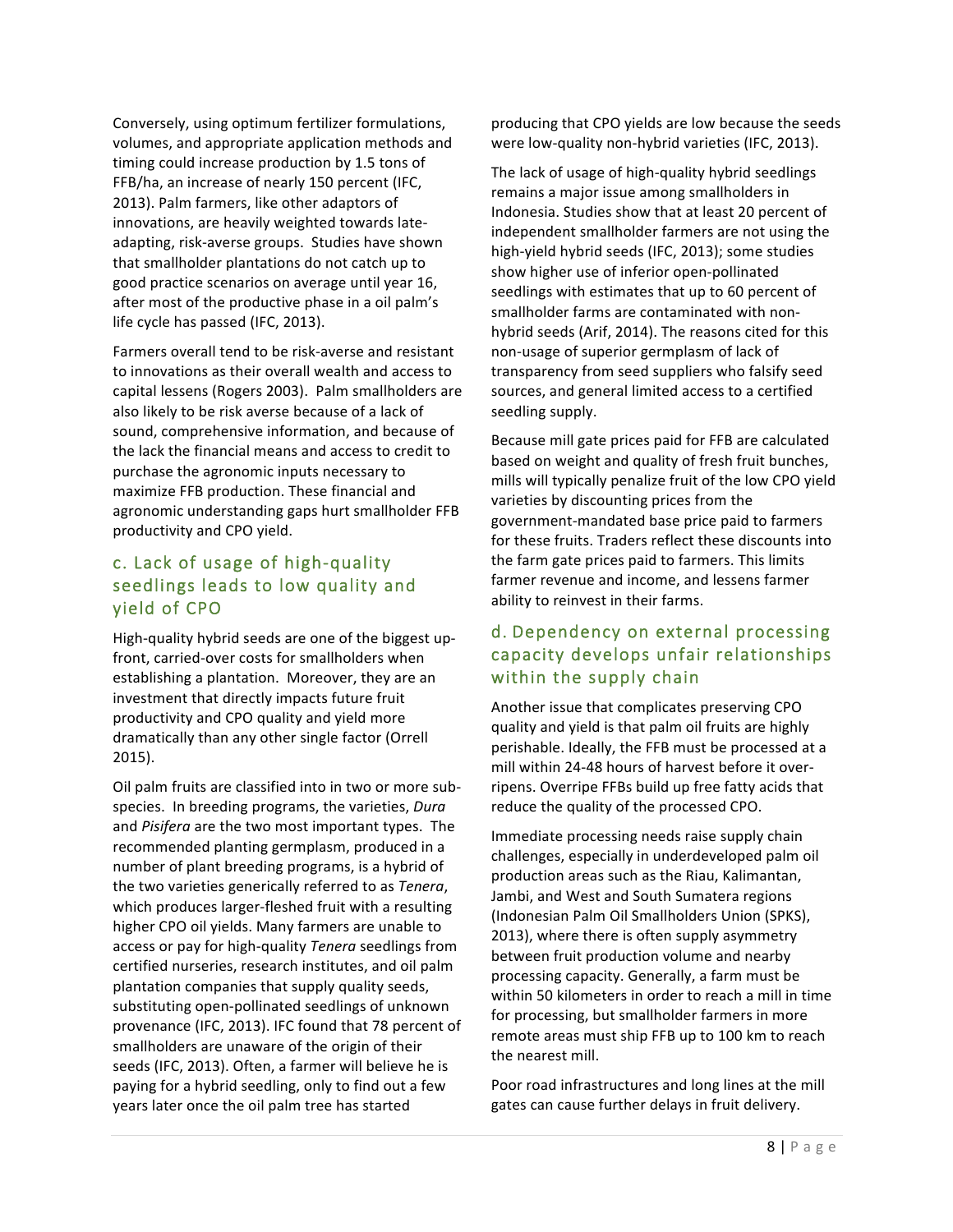Conversely, using optimum fertilizer formulations, volumes, and appropriate application methods and timing could increase production by 1.5 tons of FFB/ha, an increase of nearly 150 percent (IFC, 2013). Palm farmers, like other adaptors of innovations, are heavily weighted towards late-adapting, risk-averse groups. Studies have shown that smallholder plantations do not catch up to good practice scenarios on average until year 16, after most of the productive phase in a oil palm's life cycle has passed (IFC, 2013).

Farmers overall tend to be risk-averse and resistant to innovations as their overall wealth and access to capital lessens (Rogers 2003). Palm smallholders are also likely to be risk averse because of a lack of sound, comprehensive information, and because of the lack the financial means and access to credit to purchase the agronomic inputs necessary to maximize FFB production. These financial and agronomic understanding gaps hurt smallholder FFB productivity and CPO yield.

### c. Lack of usage of high-quality seedlings leads to low quality and yield of CPO

High-quality hybrid seeds are one of the biggest up-front, carried-over costs for smallholders when establishing a plantation. Moreover, they are an investment that directly impacts future fruit productivity and CPO quality and yield more dramatically than any other single factor (Orrell 2015).

Oil palm fruits are classified into in two or more sub-species. In breeding programs, the varieties, *Dura* and *Pisifera* are the two most important types. The recommended planting germplasm, produced in a number of plant breeding programs, is a hybrid of the two varieties generically referred to as *Tenera*, which produces larger-fleshed fruit with a resulting higher CPO oil yields. Many farmers are unable to access or pay for high-quality *Tenera* seedlings from certified nurseries, research institutes, and oil palm plantation companies that supply quality seeds, substituting open-pollinated seedlings of unknown provenance (IFC, 2013). IFC found that 78 percent of smallholders are unaware of the origin of their seeds (IFC, 2013). Often, a farmer will believe he is paying for a hybrid seedling, only to find out a few years later once the oil palm tree has started producing that CPO yields are low because the seeds were low-quality non-hybrid varieties (IFC, 2013).

The lack of usage of high-quality hybrid seedlings remains a major issue among smallholders in Indonesia. Studies show that at least 20 percent of independent smallholder farmers are not using the high-yield hybrid seeds (IFC, 2013); some studies show higher use of inferior open-pollinated seedlings with estimates that up to 60 percent of smallholder farms are contaminated with non-hybrid seeds (Arif, 2014). The reasons cited for this non-usage of superior germplasm of lack of transparency from seed suppliers who falsify seed sources, and general limited access to a certified seedling supply.

Because mill gate prices paid for FFB are calculated based on weight and quality of fresh fruit bunches, mills will typically penalize fruit of the low CPO yield varieties by discounting prices from the government-mandated base price paid to farmers for these fruits. Traders reflect these discounts into the farm gate prices paid to farmers. This limits farmer revenue and income, and lessens farmer ability to reinvest in their farms.

### d. Dependency on external processing capacity develops unfair relationships within the supply chain

Another issue that complicates preserving CPO quality and yield is that palm oil fruits are highly perishable. Ideally, the FFB must be processed at a mill within 24-48 hours of harvest before it over-ripens. Overripe FFBs build up free fatty acids that reduce the quality of the processed CPO.

Immediate processing needs raise supply chain challenges, especially in underdeveloped palm oil production areas such as the Riau, Kalimantan, Jambi, and West and South Sumatera regions (Indonesian Palm Oil Smallholders Union (SPKS), 2013), where there is often supply asymmetry between fruit production volume and nearby processing capacity. Generally, a farm must be within 50 kilometers in order to reach a mill in time for processing, but smallholder farmers in more remote areas must ship FFB up to 100 km to reach the nearest mill.

Poor road infrastructures and long lines at the mill gates can cause further delays in fruit delivery.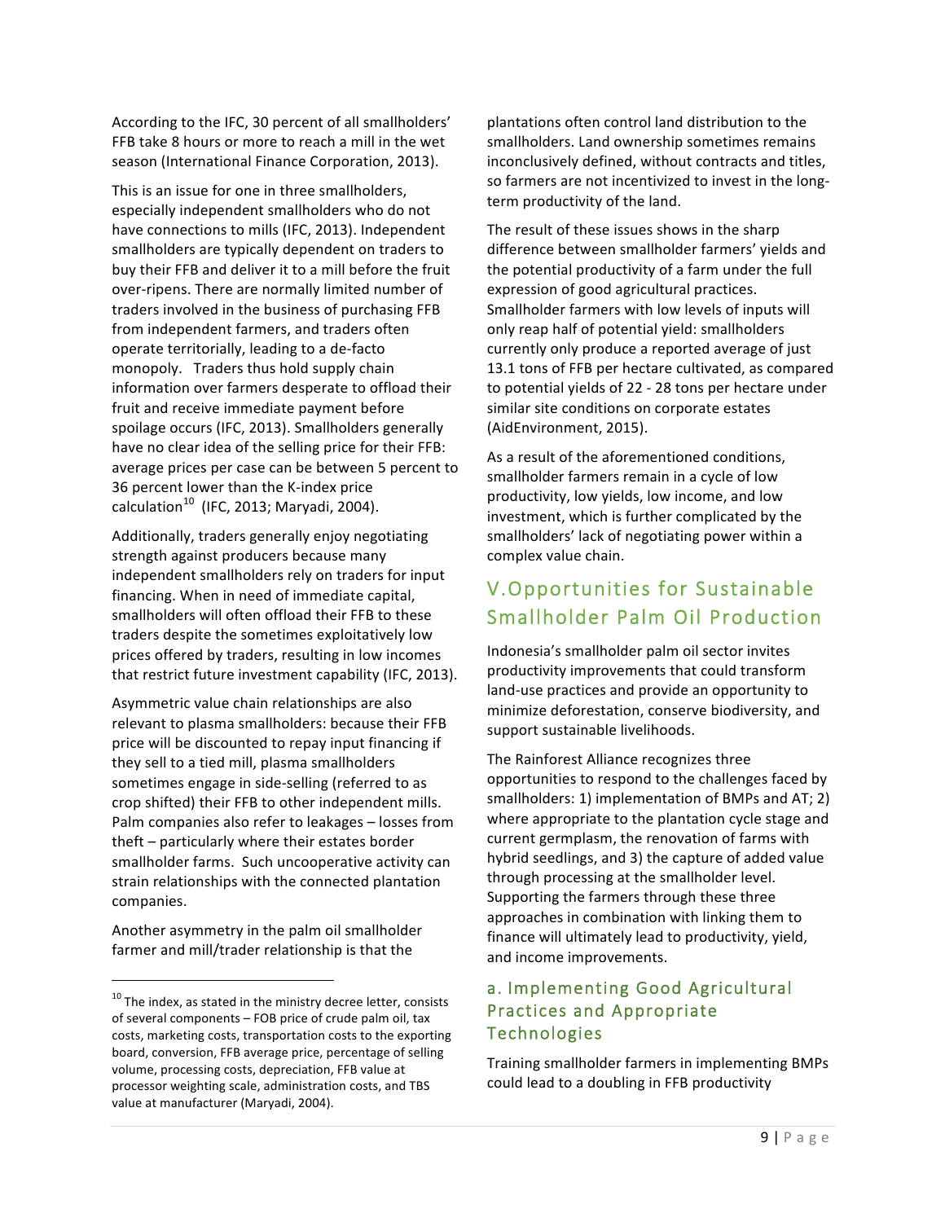According to the IFC, 30 percent of all smallholders' FFB take 8 hours or more to reach a mill in the wet season (International Finance Corporation, 2013).

This is an issue for one in three smallholders, especially independent smallholders who do not have connections to mills (IFC, 2013). Independent smallholders are typically dependent on traders to buy their FFB and deliver it to a mill before the fruit over-ripens. There are normally limited number of traders involved in the business of purchasing FFB from independent farmers, and traders often operate territorially, leading to a de-facto monopoly. Traders thus hold supply chain information over farmers desperate to offload their fruit and receive immediate payment before spoilage occurs (IFC, 2013). Smallholders generally have no clear idea of the selling price for their FFB: average prices per case can be between 5 percent to 36 percent lower than the K-index price calculation[10] (IFC, 2013; Maryadi, 2004).

Additionally, traders generally enjoy negotiating strength against producers because many independent smallholders rely on traders for input financing. When in need of immediate capital, smallholders will often offload their FFB to these traders despite the sometimes exploitatively low prices offered by traders, resulting in low incomes that restrict future investment capability (IFC, 2013).

Asymmetric value chain relationships are also relevant to plasma smallholders: because their FFB price will be discounted to repay input financing if they sell to a tied mill, plasma smallholders sometimes engage in side-selling (referred to as crop shifted) their FFB to other independent mills. Palm companies also refer to leakages – losses from theft – particularly where their estates border smallholder farms. Such uncooperative activity can strain relationships with the connected plantation companies.

Another asymmetry in the palm oil smallholder farmer and mill/trader relationship is that the plantations often control land distribution to the smallholders. Land ownership sometimes remains inconclusively defined, without contracts and titles, so farmers are not incentivized to invest in the long-term productivity of the land.

The result of these issues shows in the sharp difference between smallholder farmers' yields and the potential productivity of a farm under the full expression of good agricultural practices. Smallholder farmers with low levels of inputs will only reap half of potential yield: smallholders currently only produce a reported average of just 13.1 tons of FFB per hectare cultivated, as compared to potential yields of 22 - 28 tons per hectare under similar site conditions on corporate estates (AidEnvironment, 2015).

As a result of the aforementioned conditions, smallholder farmers remain in a cycle of low productivity, low yields, low income, and low investment, which is further complicated by the smallholders' lack of negotiating power within a complex value chain.

## V. Opportunities for Sustainable Smallholder Palm Oil Production

Indonesia's smallholder palm oil sector invites productivity improvements that could transform land-use practices and provide an opportunity to minimize deforestation, conserve biodiversity, and support sustainable livelihoods.

The Rainforest Alliance recognizes three opportunities to respond to the challenges faced by smallholders: 1) implementation of BMPs and AT; 2) where appropriate to the plantation cycle stage and current germplasm, the renovation of farms with hybrid seedlings, and 3) the capture of added value through processing at the smallholder level. Supporting the farmers through these three approaches in combination with linking them to finance will ultimately lead to productivity, yield, and income improvements.

### a. Implementing Good Agricultural Practices and Appropriate Technologies

Training smallholder farmers in implementing BMPs could lead to a doubling in FFB productivity

[10] The index, as stated in the ministry decree letter, consists of several components – FOB price of crude palm oil, tax costs, marketing costs, transportation costs to the exporting board, conversion, FFB average price, percentage of selling volume, processing costs, depreciation, FFB value at processor weighting scale, administration costs, and TBS value at manufacturer (Maryadi, 2004).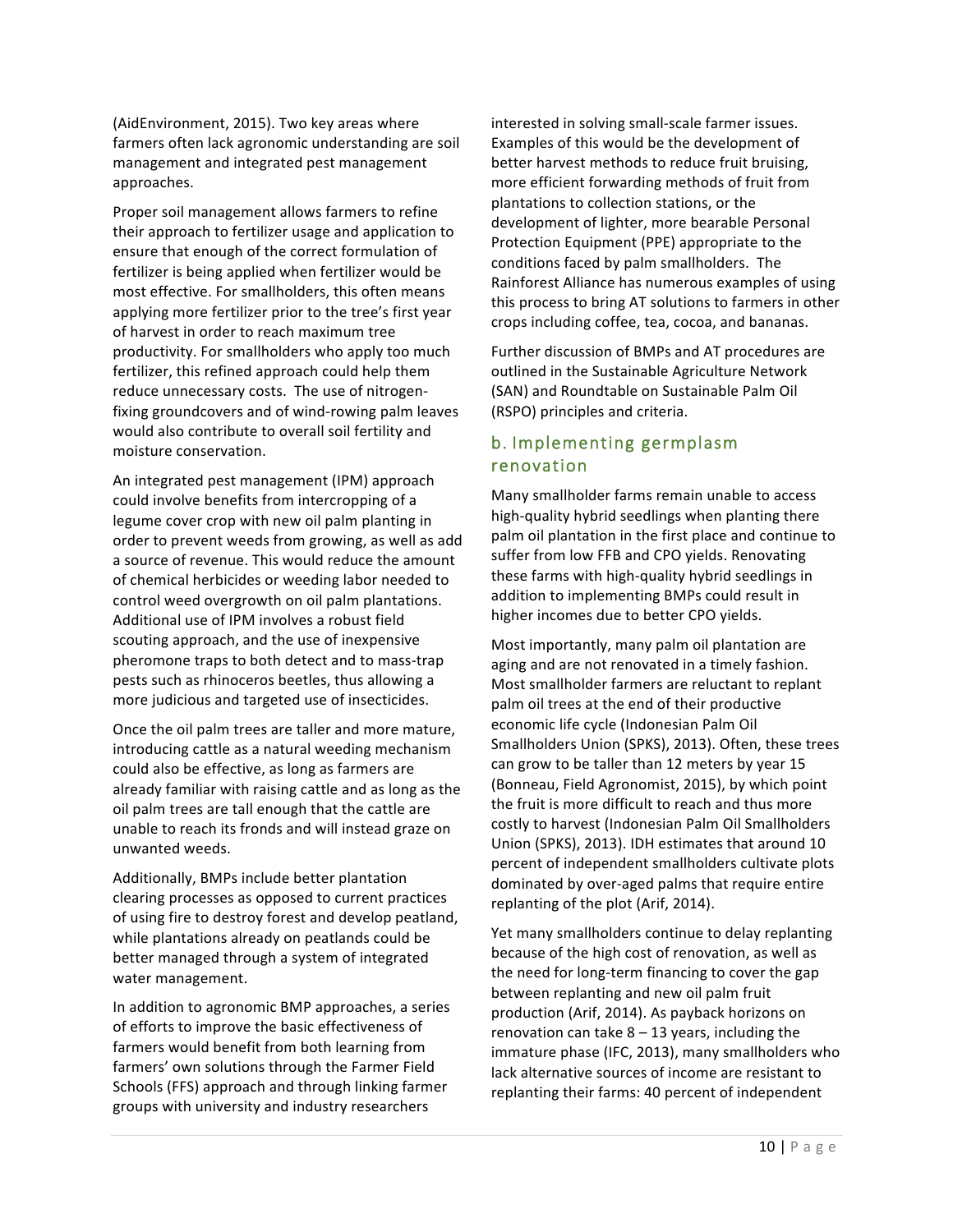(AidEnvironment, 2015). Two key areas where farmers often lack agronomic understanding are soil management and integrated pest management approaches.

Proper soil management allows farmers to refine their approach to fertilizer usage and application to ensure that enough of the correct formulation of fertilizer is being applied when fertilizer would be most effective. For smallholders, this often means applying more fertilizer prior to the tree's first year of harvest in order to reach maximum tree productivity. For smallholders who apply too much fertilizer, this refined approach could help them reduce unnecessary costs. The use of nitrogen-fixing groundcovers and of wind-rowing palm leaves would also contribute to overall soil fertility and moisture conservation.

An integrated pest management (IPM) approach could involve benefits from intercropping of a legume cover crop with new oil palm planting in order to prevent weeds from growing, as well as add a source of revenue. This would reduce the amount of chemical herbicides or weeding labor needed to control weed overgrowth on oil palm plantations. Additional use of IPM involves a robust field scouting approach, and the use of inexpensive pheromone traps to both detect and to mass-trap pests such as rhinoceros beetles, thus allowing a more judicious and targeted use of insecticides.

Once the oil palm trees are taller and more mature, introducing cattle as a natural weeding mechanism could also be effective, as long as farmers are already familiar with raising cattle and as long as the oil palm trees are tall enough that the cattle are unable to reach its fronds and will instead graze on unwanted weeds.

Additionally, BMPs include better plantation clearing processes as opposed to current practices of using fire to destroy forest and develop peatland, while plantations already on peatlands could be better managed through a system of integrated water management.

In addition to agronomic BMP approaches, a series of efforts to improve the basic effectiveness of farmers would benefit from both learning from farmers' own solutions through the Farmer Field Schools (FFS) approach and through linking farmer groups with university and industry researchers interested in solving small-scale farmer issues. Examples of this would be the development of better harvest methods to reduce fruit bruising, more efficient forwarding methods of fruit from plantations to collection stations, or the development of lighter, more bearable Personal Protection Equipment (PPE) appropriate to the conditions faced by palm smallholders. The Rainforest Alliance has numerous examples of using this process to bring AT solutions to farmers in other crops including coffee, tea, cocoa, and bananas.

Further discussion of BMPs and AT procedures are outlined in the Sustainable Agriculture Network (SAN) and Roundtable on Sustainable Palm Oil (RSPO) principles and criteria.

## b. Implementing germplasm renovation

Many smallholder farms remain unable to access high-quality hybrid seedlings when planting there palm oil plantation in the first place and continue to suffer from low FFB and CPO yields. Renovating these farms with high-quality hybrid seedlings in addition to implementing BMPs could result in higher incomes due to better CPO yields.

Most importantly, many palm oil plantation are aging and are not renovated in a timely fashion. Most smallholder farmers are reluctant to replant palm oil trees at the end of their productive economic life cycle (Indonesian Palm Oil Smallholders Union (SPKS), 2013). Often, these trees can grow to be taller than 12 meters by year 15 (Bonneau, Field Agronomist, 2015), by which point the fruit is more difficult to reach and thus more costly to harvest (Indonesian Palm Oil Smallholders Union (SPKS), 2013). IDH estimates that around 10 percent of independent smallholders cultivate plots dominated by over-aged palms that require entire replanting of the plot (Arif, 2014).

Yet many smallholders continue to delay replanting because of the high cost of renovation, as well as the need for long-term financing to cover the gap between replanting and new oil palm fruit production (Arif, 2014). As payback horizons on renovation can take 8 – 13 years, including the immature phase (IFC, 2013), many smallholders who lack alternative sources of income are resistant to replanting their farms: 40 percent of independent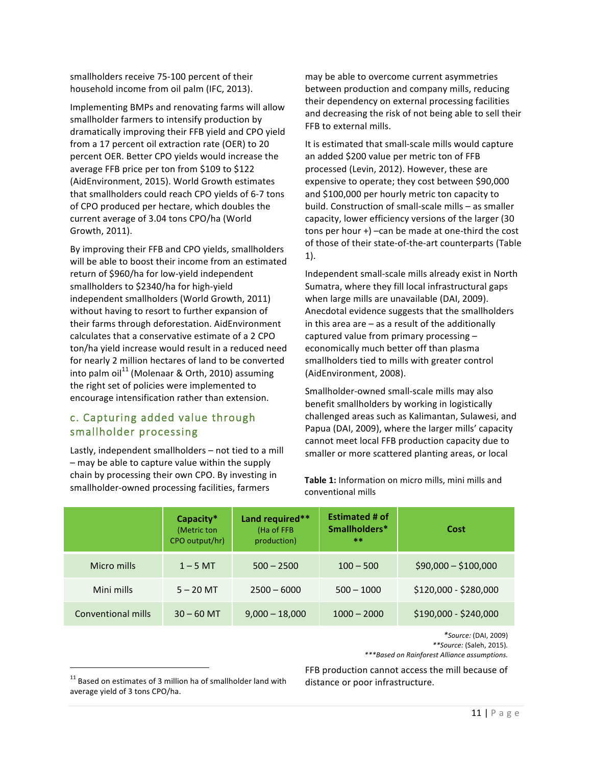smallholders receive 75-100 percent of their household income from oil palm (IFC, 2013).

Implementing BMPs and renovating farms will allow smallholder farmers to intensify production by dramatically improving their FFB yield and CPO yield from a 17 percent oil extraction rate (OER) to 20 percent OER. Better CPO yields would increase the average FFB price per ton from $109 to $122 (AidEnvironment, 2015). World Growth estimates that smallholders could reach CPO yields of 6-7 tons of CPO produced per hectare, which doubles the current average of 3.04 tons CPO/ha (World Growth, 2011).

By improving their FFB and CPO yields, smallholders will be able to boost their income from an estimated return of $960/ha for low-yield independent smallholders to $2340/ha for high-yield independent smallholders (World Growth, 2011) without having to resort to further expansion of their farms through deforestation. AidEnvironment calculates that a conservative estimate of a 2 CPO ton/ha yield increase would result in a reduced need for nearly 2 million hectares of land to be converted into palm oil[11] (Molenaar & Orth, 2010) assuming the right set of policies were implemented to encourage intensification rather than extension.

### c. Capturing added value through smallholder processing

Lastly, independent smallholders – not tied to a mill – may be able to capture value within the supply chain by processing their own CPO. By investing in smallholder-owned processing facilities, farmers may be able to overcome current asymmetries between production and company mills, reducing their dependency on external processing facilities and decreasing the risk of not being able to sell their FFB to external mills.

It is estimated that small-scale mills would capture an added $200 value per metric ton of FFB processed (Levin, 2012). However, these are expensive to operate; they cost between $90,000 and $100,000 per hourly metric ton capacity to build. Construction of small-scale mills – as smaller capacity, lower efficiency versions of the larger (30 tons per hour +) –can be made at one-third the cost of those of their state-of-the-art counterparts (Table 1).

Independent small-scale mills already exist in North Sumatra, where they fill local infrastructural gaps when large mills are unavailable (DAI, 2009). Anecdotal evidence suggests that the smallholders in this area are – as a result of the additionally captured value from primary processing – economically much better off than plasma smallholders tied to mills with greater control (AidEnvironment, 2008).

Smallholder-owned small-scale mills may also benefit smallholders by working in logistically challenged areas such as Kalimantan, Sulawesi, and Papua (DAI, 2009), where the larger mills' capacity cannot meet local FFB production capacity due to smaller or more scattered planting areas, or local FFB production cannot access the mill because of distance or poor infrastructure.

**Table 1:** Information on micro mills, mini mills and conventional mills

| | Capacity* (Metric ton CPO output/hr) | Land required** (Ha of FFB production) | Estimated # of Smallholders*** | Cost |
|---|---|---|---|---|
| Micro mills | 1 – 5 MT | 500 – 2500 | 100 – 500 | $90,000 – $100,000 |
| Mini mills | 5 – 20 MT | 2500 – 6000 | 500 – 1000 | $120,000 - $280,000 |
| Conventional mills | 30 – 60 MT | 9,000 – 18,000 | 1000 – 2000 | $190,000 - $240,000 |

**Source:* (DAI, 2009)
***Source:* (Saleh, 2015).
****Based on Rainforest Alliance assumptions.*

[11] Based on estimates of 3 million ha of smallholder land with average yield of 3 tons CPO/ha.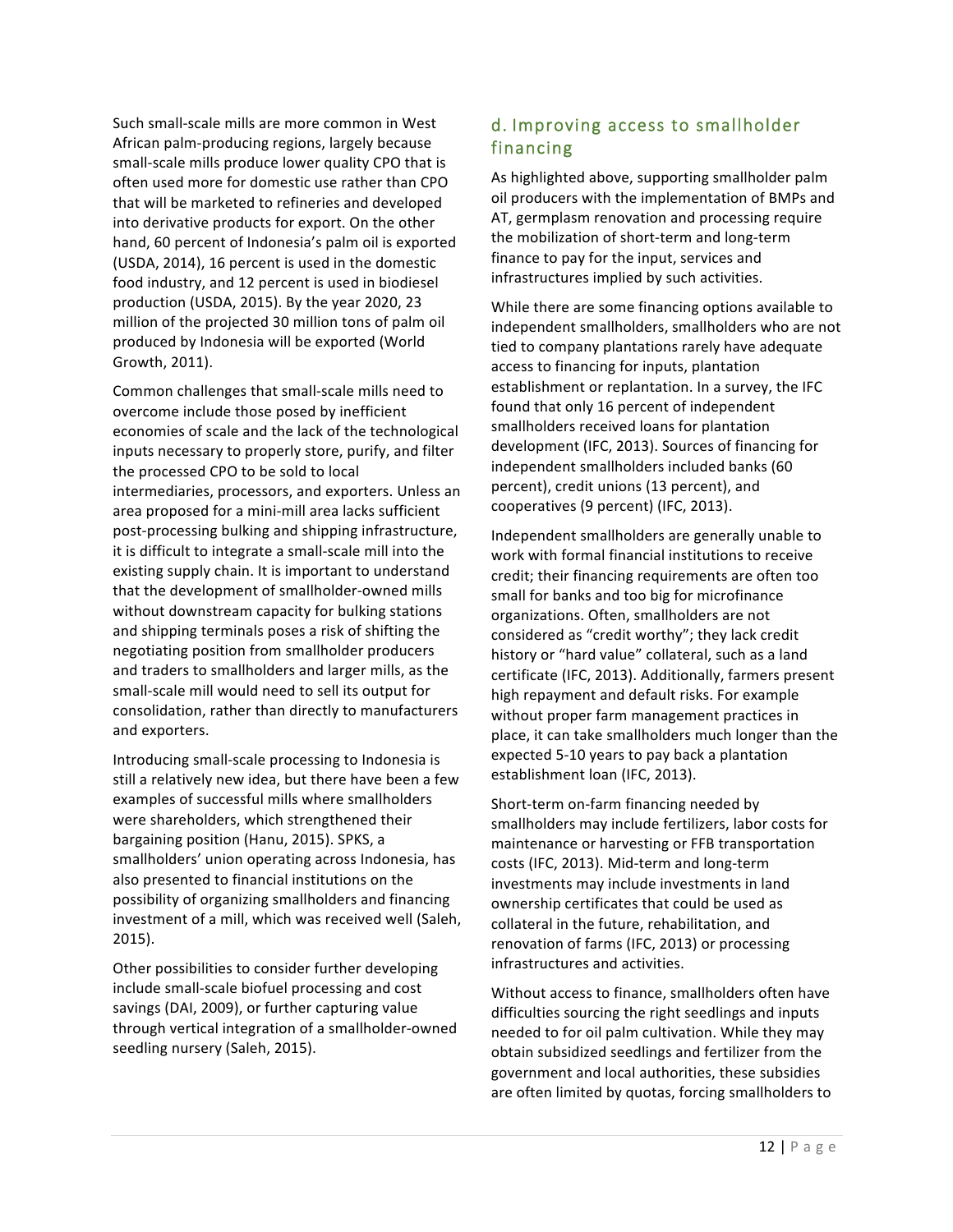Such small-scale mills are more common in West African palm-producing regions, largely because small-scale mills produce lower quality CPO that is often used more for domestic use rather than CPO that will be marketed to refineries and developed into derivative products for export. On the other hand, 60 percent of Indonesia's palm oil is exported (USDA, 2014), 16 percent is used in the domestic food industry, and 12 percent is used in biodiesel production (USDA, 2015). By the year 2020, 23 million of the projected 30 million tons of palm oil produced by Indonesia will be exported (World Growth, 2011).

Common challenges that small-scale mills need to overcome include those posed by inefficient economies of scale and the lack of the technological inputs necessary to properly store, purify, and filter the processed CPO to be sold to local intermediaries, processors, and exporters. Unless an area proposed for a mini-mill area lacks sufficient post-processing bulking and shipping infrastructure, it is difficult to integrate a small-scale mill into the existing supply chain. It is important to understand that the development of smallholder-owned mills without downstream capacity for bulking stations and shipping terminals poses a risk of shifting the negotiating position from smallholder producers and traders to smallholders and larger mills, as the small-scale mill would need to sell its output for consolidation, rather than directly to manufacturers and exporters.

Introducing small-scale processing to Indonesia is still a relatively new idea, but there have been a few examples of successful mills where smallholders were shareholders, which strengthened their bargaining position (Hanu, 2015). SPKS, a smallholders' union operating across Indonesia, has also presented to financial institutions on the possibility of organizing smallholders and financing investment of a mill, which was received well (Saleh, 2015).

Other possibilities to consider further developing include small-scale biofuel processing and cost savings (DAI, 2009), or further capturing value through vertical integration of a smallholder-owned seedling nursery (Saleh, 2015).

## d. Improving access to smallholder financing

As highlighted above, supporting smallholder palm oil producers with the implementation of BMPs and AT, germplasm renovation and processing require the mobilization of short-term and long-term finance to pay for the input, services and infrastructures implied by such activities.

While there are some financing options available to independent smallholders, smallholders who are not tied to company plantations rarely have adequate access to financing for inputs, plantation establishment or replantation. In a survey, the IFC found that only 16 percent of independent smallholders received loans for plantation development (IFC, 2013). Sources of financing for independent smallholders included banks (60 percent), credit unions (13 percent), and cooperatives (9 percent) (IFC, 2013).

Independent smallholders are generally unable to work with formal financial institutions to receive credit; their financing requirements are often too small for banks and too big for microfinance organizations. Often, smallholders are not considered as "credit worthy"; they lack credit history or "hard value" collateral, such as a land certificate (IFC, 2013). Additionally, farmers present high repayment and default risks. For example without proper farm management practices in place, it can take smallholders much longer than the expected 5-10 years to pay back a plantation establishment loan (IFC, 2013).

Short-term on-farm financing needed by smallholders may include fertilizers, labor costs for maintenance or harvesting or FFB transportation costs (IFC, 2013). Mid-term and long-term investments may include investments in land ownership certificates that could be used as collateral in the future, rehabilitation, and renovation of farms (IFC, 2013) or processing infrastructures and activities.

Without access to finance, smallholders often have difficulties sourcing the right seedlings and inputs needed to for oil palm cultivation. While they may obtain subsidized seedlings and fertilizer from the government and local authorities, these subsidies are often limited by quotas, forcing smallholders to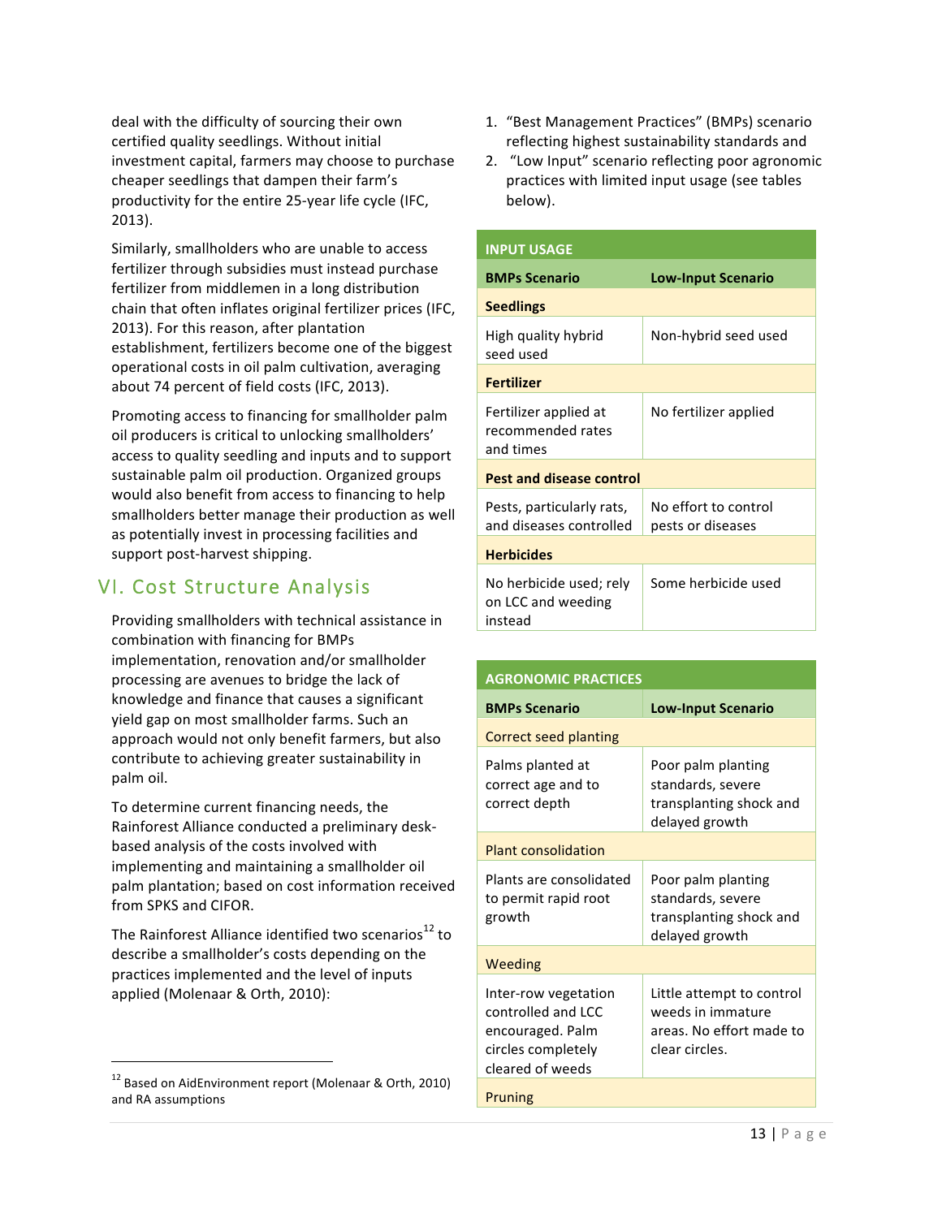deal with the difficulty of sourcing their own certified quality seedlings. Without initial investment capital, farmers may choose to purchase cheaper seedlings that dampen their farm's productivity for the entire 25-year life cycle (IFC, 2013).

Similarly, smallholders who are unable to access fertilizer through subsidies must instead purchase fertilizer from middlemen in a long distribution chain that often inflates original fertilizer prices (IFC, 2013). For this reason, after plantation establishment, fertilizers become one of the biggest operational costs in oil palm cultivation, averaging about 74 percent of field costs (IFC, 2013).

Promoting access to financing for smallholder palm oil producers is critical to unlocking smallholders' access to quality seedling and inputs and to support sustainable palm oil production. Organized groups would also benefit from access to financing to help smallholders better manage their production as well as potentially invest in processing facilities and support post-harvest shipping.

## VI. Cost Structure Analysis

Providing smallholders with technical assistance in combination with financing for BMPs implementation, renovation and/or smallholder processing are avenues to bridge the lack of knowledge and finance that causes a significant yield gap on most smallholder farms. Such an approach would not only benefit farmers, but also contribute to achieving greater sustainability in palm oil.

To determine current financing needs, the Rainforest Alliance conducted a preliminary desk-based analysis of the costs involved with implementing and maintaining a smallholder oil palm plantation; based on cost information received from SPKS and CIFOR.

The Rainforest Alliance identified two scenarios[12] to describe a smallholder's costs depending on the practices implemented and the level of inputs applied (Molenaar & Orth, 2010):

1. "Best Management Practices" (BMPs) scenario reflecting highest sustainability standards and
2. "Low Input" scenario reflecting poor agronomic practices with limited input usage (see tables below).

| INPUT USAGE | |
|---|---|
| **BMPs Scenario** | **Low-Input Scenario** |
| **Seedlings** | |
| High quality hybrid seed used | Non-hybrid seed used |
| **Fertilizer** | |
| Fertilizer applied at recommended rates and times | No fertilizer applied |
| **Pest and disease control** | |
| Pests, particularly rats, and diseases controlled | No effort to control pests or diseases |
| **Herbicides** | |
| No herbicide used; rely on LCC and weeding instead | Some herbicide used |

| AGRONOMIC PRACTICES | |
|---|---|
| **BMPs Scenario** | **Low-Input Scenario** |
| Correct seed planting | |
| Palms planted at correct age and to correct depth | Poor palm planting standards, severe transplanting shock and delayed growth |
| Plant consolidation | |
| Plants are consolidated to permit rapid root growth | Poor palm planting standards, severe transplanting shock and delayed growth |
| Weeding | |
| Inter-row vegetation controlled and LCC encouraged. Palm circles completely cleared of weeds | Little attempt to control weeds in immature areas. No effort made to clear circles. |
| Pruning | |

[12] Based on AidEnvironment report (Molenaar & Orth, 2010) and RA assumptions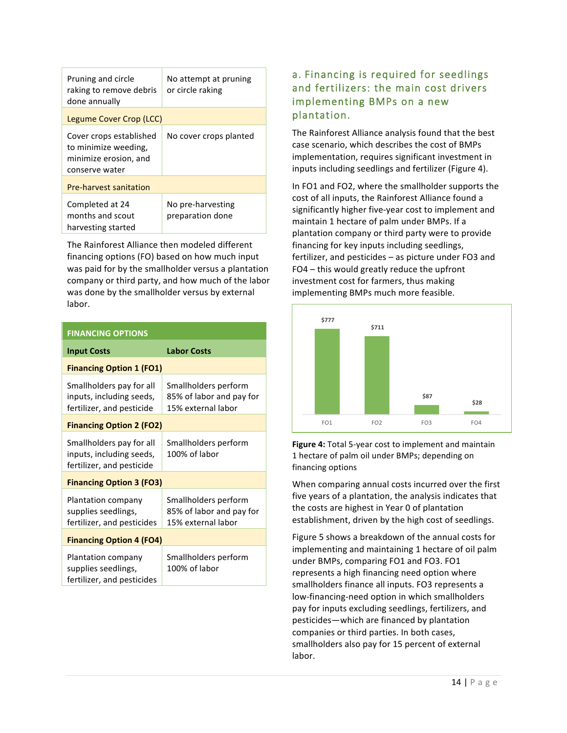| | |
|---|---|
| Pruning and circle raking to remove debris done annually | No attempt at pruning or circle raking |
| **Legume Cover Crop (LCC)** | |
| Cover crops established to minimize weeding, minimize erosion, and conserve water | No cover crops planted |
| **Pre-harvest sanitation** | |
| Completed at 24 months and scout harvesting started | No pre-harvesting preparation done |

The Rainforest Alliance then modeled different financing options (FO) based on how much input was paid for by the smallholder versus a plantation company or third party, and how much of the labor was done by the smallholder versus by external labor.

| FINANCING OPTIONS | |
|---|---|
| **Input Costs** | **Labor Costs** |
| **Financing Option 1 (FO1)** | |
| Smallholders pay for all inputs, including seeds, fertilizer, and pesticide | Smallholders perform 85% of labor and pay for 15% external labor |
| **Financing Option 2 (FO2)** | |
| Smallholders pay for all inputs, including seeds, fertilizer, and pesticide | Smallholders perform 100% of labor |
| **Financing Option 3 (FO3)** | |
| Plantation company supplies seedlings, fertilizer, and pesticides | Smallholders perform 85% of labor and pay for 15% external labor |
| **Financing Option 4 (FO4)** | |
| Plantation company supplies seedlings, fertilizer, and pesticides | Smallholders perform 100% of labor |

## a. Financing is required for seedlings and fertilizers: the main cost drivers implementing BMPs on a new plantation.

The Rainforest Alliance analysis found that the best case scenario, which describes the cost of BMPs implementation, requires significant investment in inputs including seedlings and fertilizer (Figure 4).

In FO1 and FO2, where the smallholder supports the cost of all inputs, the Rainforest Alliance found a significantly higher five-year cost to implement and maintain 1 hectare of palm under BMPs. If a plantation company or third party were to provide financing for key inputs including seedlings, fertilizer, and pesticides – as picture under FO3 and FO4 – this would greatly reduce the upfront investment cost for farmers, thus making implementing BMPs much more feasible.

$777
$711
$87
$28
FO1
FO2
FO3
FO4

**Figure 4:** Total 5-year cost to implement and maintain 1 hectare of palm oil under BMPs; depending on financing options

When comparing annual costs incurred over the first five years of a plantation, the analysis indicates that the costs are highest in Year 0 of plantation establishment, driven by the high cost of seedlings.

Figure 5 shows a breakdown of the annual costs for implementing and maintaining 1 hectare of oil palm under BMPs, comparing FO1 and FO3. FO1 represents a high financing need option where smallholders finance all inputs. FO3 represents a low-financing-need option in which smallholders pay for inputs excluding seedlings, fertilizers, and pesticides—which are financed by plantation companies or third parties. In both cases, smallholders also pay for 15 percent of external labor.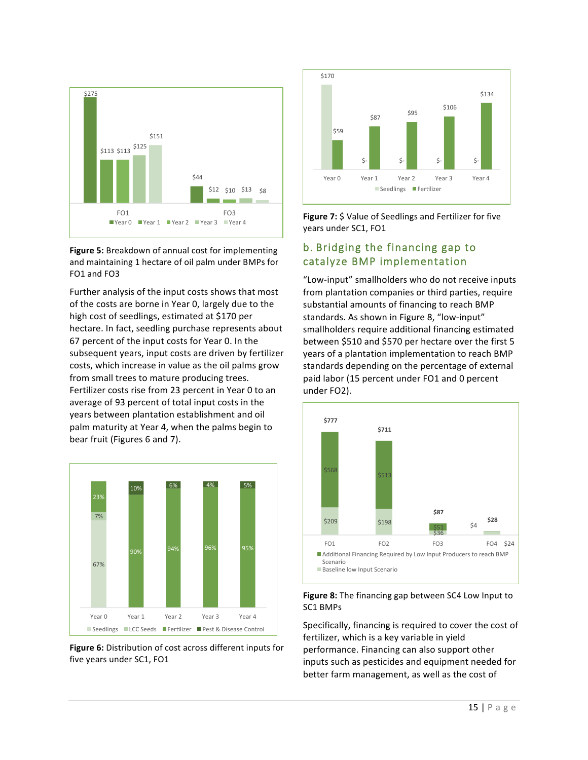$275

$113 $113 $125 $151

$44

$12 $10 $13 $8

FO1 FO3

Year 0 Year 1 Year 2 Year 3 Year 4

**Figure 5:** Breakdown of annual cost for implementing and maintaining 1 hectare of oil palm under BMPs for FO1 and FO3

Further analysis of the input costs shows that most of the costs are borne in Year 0, largely due to the high cost of seedlings, estimated at $170 per hectare. In fact, seedling purchase represents about 67 percent of the input costs for Year 0. In the subsequent years, input costs are driven by fertilizer costs, which increase in value as the oil palms grow from small trees to mature producing trees. Fertilizer costs rise from 23 percent in Year 0 to an average of 93 percent of total input costs in the years between plantation establishment and oil palm maturity at Year 4, when the palms begin to bear fruit (Figures 6 and 7).

23%
7%
67%

10%
90%

6%
94%

4%
96%

5%
95%

Year 0 Year 1 Year 2 Year 3 Year 4

Seedlings LCC Seeds Fertilizer Pest & Disease Control

**Figure 6:** Distribution of cost across different inputs for five years under SC1, FO1

$170

$59

$87 $95 $106 $134

$- $- $- $-

Year 0 Year 1 Year 2 Year 3 Year 4

Seedlings Fertilizer

**Figure 7:** $ Value of Seedlings and Fertilizer for five years under SC1, FO1

## b. Bridging the financing gap to catalyze BMP implementation

"Low-input" smallholders who do not receive inputs from plantation companies or third parties, require substantial amounts of financing to reach BMP standards. As shown in Figure 8, "low-input" smallholders require additional financing estimated between $510 and $570 per hectare over the first 5 years of a plantation implementation to reach BMP standards depending on the percentage of external paid labor (15 percent under FO1 and 0 percent under FO2).

$777 $711

$568 $513

$209 $198

$87

$51
$36

$4

$28

FO1 FO2 FO3 FO4 $24

Additional Financing Required by Low Input Producers to reach BMP Scenario

Baseline low Input Scenario

**Figure 8:** The financing gap between SC4 Low Input to SC1 BMPs

Specifically, financing is required to cover the cost of fertilizer, which is a key variable in yield performance. Financing can also support other inputs such as pesticides and equipment needed for better farm management, as well as the cost of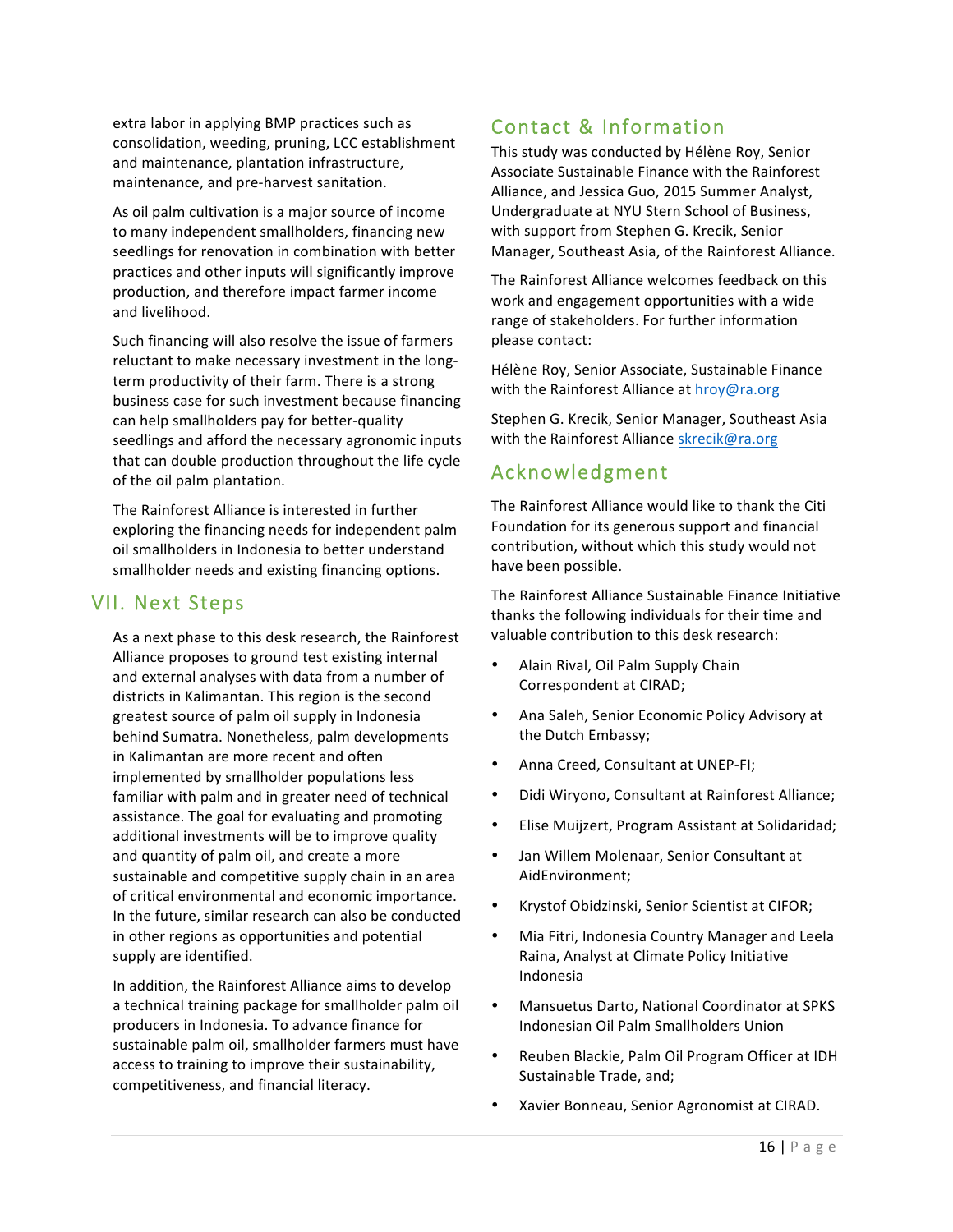extra labor in applying BMP practices such as consolidation, weeding, pruning, LCC establishment and maintenance, plantation infrastructure, maintenance, and pre-harvest sanitation.

As oil palm cultivation is a major source of income to many independent smallholders, financing new seedlings for renovation in combination with better practices and other inputs will significantly improve production, and therefore impact farmer income and livelihood.

Such financing will also resolve the issue of farmers reluctant to make necessary investment in the long-term productivity of their farm. There is a strong business case for such investment because financing can help smallholders pay for better-quality seedlings and afford the necessary agronomic inputs that can double production throughout the life cycle of the oil palm plantation.

The Rainforest Alliance is interested in further exploring the financing needs for independent palm oil smallholders in Indonesia to better understand smallholder needs and existing financing options.

## VII. Next Steps

As a next phase to this desk research, the Rainforest Alliance proposes to ground test existing internal and external analyses with data from a number of districts in Kalimantan. This region is the second greatest source of palm oil supply in Indonesia behind Sumatra. Nonetheless, palm developments in Kalimantan are more recent and often implemented by smallholder populations less familiar with palm and in greater need of technical assistance. The goal for evaluating and promoting additional investments will be to improve quality and quantity of palm oil, and create a more sustainable and competitive supply chain in an area of critical environmental and economic importance. In the future, similar research can also be conducted in other regions as opportunities and potential supply are identified.

In addition, the Rainforest Alliance aims to develop a technical training package for smallholder palm oil producers in Indonesia. To advance finance for sustainable palm oil, smallholder farmers must have access to training to improve their sustainability, competitiveness, and financial literacy.

## Contact & Information

This study was conducted by Hélène Roy, Senior Associate Sustainable Finance with the Rainforest Alliance, and Jessica Guo, 2015 Summer Analyst, Undergraduate at NYU Stern School of Business, with support from Stephen G. Krecik, Senior Manager, Southeast Asia, of the Rainforest Alliance.

The Rainforest Alliance welcomes feedback on this work and engagement opportunities with a wide range of stakeholders. For further information please contact:

Hélène Roy, Senior Associate, Sustainable Finance with the Rainforest Alliance at hroy@ra.org

Stephen G. Krecik, Senior Manager, Southeast Asia with the Rainforest Alliance skrecik@ra.org

## Acknowledgment

The Rainforest Alliance would like to thank the Citi Foundation for its generous support and financial contribution, without which this study would not have been possible.

The Rainforest Alliance Sustainable Finance Initiative thanks the following individuals for their time and valuable contribution to this desk research:

- Alain Rival, Oil Palm Supply Chain Correspondent at CIRAD;
- Ana Saleh, Senior Economic Policy Advisory at the Dutch Embassy;
- Anna Creed, Consultant at UNEP-FI;
- Didi Wiryono, Consultant at Rainforest Alliance;
- Elise Muijzert, Program Assistant at Solidaridad;
- Jan Willem Molenaar, Senior Consultant at AidEnvironment;
- Krystof Obidzinski, Senior Scientist at CIFOR;
- Mia Fitri, Indonesia Country Manager and Leela Raina, Analyst at Climate Policy Initiative Indonesia
- Mansuetus Darto, National Coordinator at SPKS Indonesian Oil Palm Smallholders Union
- Reuben Blackie, Palm Oil Program Officer at IDH Sustainable Trade, and;
- Xavier Bonneau, Senior Agronomist at CIRAD.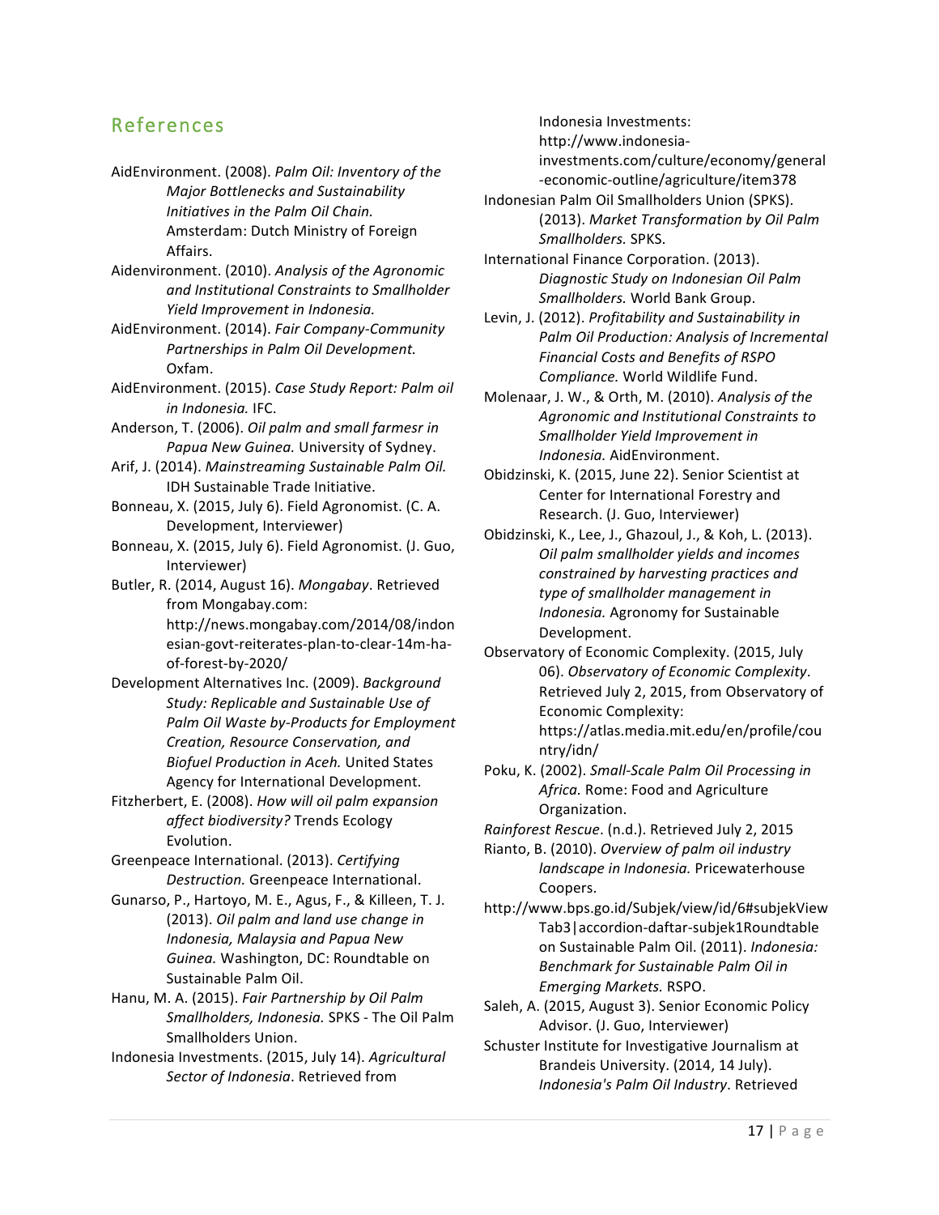## References

AidEnvironment. (2008). *Palm Oil: Inventory of the Major Bottlenecks and Sustainability Initiatives in the Palm Oil Chain.* Amsterdam: Dutch Ministry of Foreign Affairs.

Aidenvironment. (2010). *Analysis of the Agronomic and Institutional Constraints to Smallholder Yield Improvement in Indonesia.*

AidEnvironment. (2014). *Fair Company-Community Partnerships in Palm Oil Development.* Oxfam.

AidEnvironment. (2015). *Case Study Report: Palm oil in Indonesia.* IFC.

Anderson, T. (2006). *Oil palm and small farmesr in Papua New Guinea.* University of Sydney.

Arif, J. (2014). *Mainstreaming Sustainable Palm Oil.* IDH Sustainable Trade Initiative.

Bonneau, X. (2015, July 6). Field Agronomist. (C. A. Development, Interviewer)

Bonneau, X. (2015, July 6). Field Agronomist. (J. Guo, Interviewer)

Butler, R. (2014, August 16). *Mongabay*. Retrieved from Mongabay.com: http://news.mongabay.com/2014/08/indonesian-govt-reiterates-plan-to-clear-14m-ha-of-forest-by-2020/

Development Alternatives Inc. (2009). *Background Study: Replicable and Sustainable Use of Palm Oil Waste by-Products for Employment Creation, Resource Conservation, and Biofuel Production in Aceh.* United States Agency for International Development.

Fitzherbert, E. (2008). *How will oil palm expansion affect biodiversity?* Trends Ecology Evolution.

Greenpeace International. (2013). *Certifying Destruction.* Greenpeace International.

Gunarso, P., Hartoyo, M. E., Agus, F., & Killeen, T. J. (2013). *Oil palm and land use change in Indonesia, Malaysia and Papua New Guinea.* Washington, DC: Roundtable on Sustainable Palm Oil.

Hanu, M. A. (2015). *Fair Partnership by Oil Palm Smallholders, Indonesia.* SPKS - The Oil Palm Smallholders Union.

Indonesia Investments. (2015, July 14). *Agricultural Sector of Indonesia*. Retrieved from Indonesia Investments: http://www.indonesia-investments.com/culture/economy/general-economic-outline/agriculture/item378

Indonesian Palm Oil Smallholders Union (SPKS). (2013). *Market Transformation by Oil Palm Smallholders.* SPKS.

International Finance Corporation. (2013). *Diagnostic Study on Indonesian Oil Palm Smallholders.* World Bank Group.

Levin, J. (2012). *Profitability and Sustainability in Palm Oil Production: Analysis of Incremental Financial Costs and Benefits of RSPO Compliance.* World Wildlife Fund.

Molenaar, J. W., & Orth, M. (2010). *Analysis of the Agronomic and Institutional Constraints to Smallholder Yield Improvement in Indonesia.* AidEnvironment.

Obidzinski, K. (2015, June 22). Senior Scientist at Center for International Forestry and Research. (J. Guo, Interviewer)

Obidzinski, K., Lee, J., Ghazoul, J., & Koh, L. (2013). *Oil palm smallholder yields and incomes constrained by harvesting practices and type of smallholder management in Indonesia.* Agronomy for Sustainable Development.

Observatory of Economic Complexity. (2015, July 06). *Observatory of Economic Complexity*. Retrieved July 2, 2015, from Observatory of Economic Complexity: https://atlas.media.mit.edu/en/profile/country/idn/

Poku, K. (2002). *Small-Scale Palm Oil Processing in Africa.* Rome: Food and Agriculture Organization.

*Rainforest Rescue*. (n.d.). Retrieved July 2, 2015

Rianto, B. (2010). *Overview of palm oil industry landscape in Indonesia.* Pricewaterhouse Coopers.

http://www.bps.go.id/Subjek/view/id/6#subjekViewTab3|accordion-daftar-subjek1Roundtable on Sustainable Palm Oil. (2011). *Indonesia: Benchmark for Sustainable Palm Oil in Emerging Markets.* RSPO.

Saleh, A. (2015, August 3). Senior Economic Policy Advisor. (J. Guo, Interviewer)

Schuster Institute for Investigative Journalism at Brandeis University. (2014, 14 July). *Indonesia's Palm Oil Industry*. Retrieved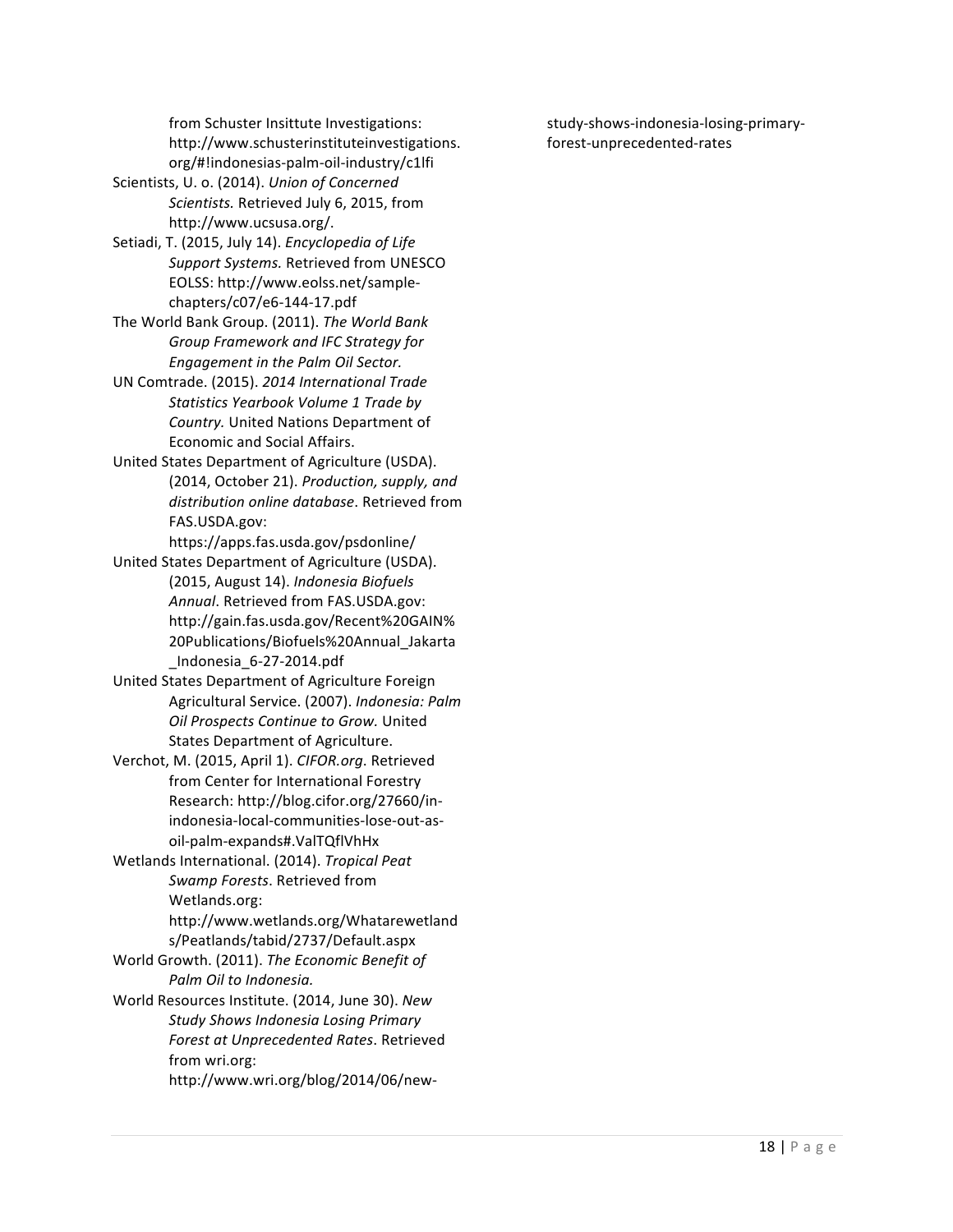from Schuster Insittute Investigations: http://www.schusterinstituteinvestigations.org/#!indonesias-palm-oil-industry/c1lfi

Scientists, U. o. (2014). *Union of Concerned Scientists.* Retrieved July 6, 2015, from http://www.ucsusa.org/.

Setiadi, T. (2015, July 14). *Encyclopedia of Life Support Systems.* Retrieved from UNESCO EOLSS: http://www.eolss.net/sample-chapters/c07/e6-144-17.pdf

The World Bank Group. (2011). *The World Bank Group Framework and IFC Strategy for Engagement in the Palm Oil Sector.*

UN Comtrade. (2015). *2014 International Trade Statistics Yearbook Volume 1 Trade by Country.* United Nations Department of Economic and Social Affairs.

United States Department of Agriculture (USDA). (2014, October 21). *Production, supply, and distribution online database*. Retrieved from FAS.USDA.gov: https://apps.fas.usda.gov/psdonline/

United States Department of Agriculture (USDA). (2015, August 14). *Indonesia Biofuels Annual*. Retrieved from FAS.USDA.gov: http://gain.fas.usda.gov/Recent%20GAIN%20Publications/Biofuels%20Annual_Jakarta_Indonesia_6-27-2014.pdf

United States Department of Agriculture Foreign Agricultural Service. (2007). *Indonesia: Palm Oil Prospects Continue to Grow.* United States Department of Agriculture.

Verchot, M. (2015, April 1). *CIFOR.org*. Retrieved from Center for International Forestry Research: http://blog.cifor.org/27660/in-indonesia-local-communities-lose-out-as-oil-palm-expands#.ValTQflVhHx

Wetlands International. (2014). *Tropical Peat Swamp Forests*. Retrieved from Wetlands.org: http://www.wetlands.org/Whatarewetlands/Peatlands/tabid/2737/Default.aspx

World Growth. (2011). *The Economic Benefit of Palm Oil to Indonesia.*

World Resources Institute. (2014, June 30). *New Study Shows Indonesia Losing Primary Forest at Unprecedented Rates*. Retrieved from wri.org: http://www.wri.org/blog/2014/06/new-study-shows-indonesia-losing-primary-forest-unprecedented-rates